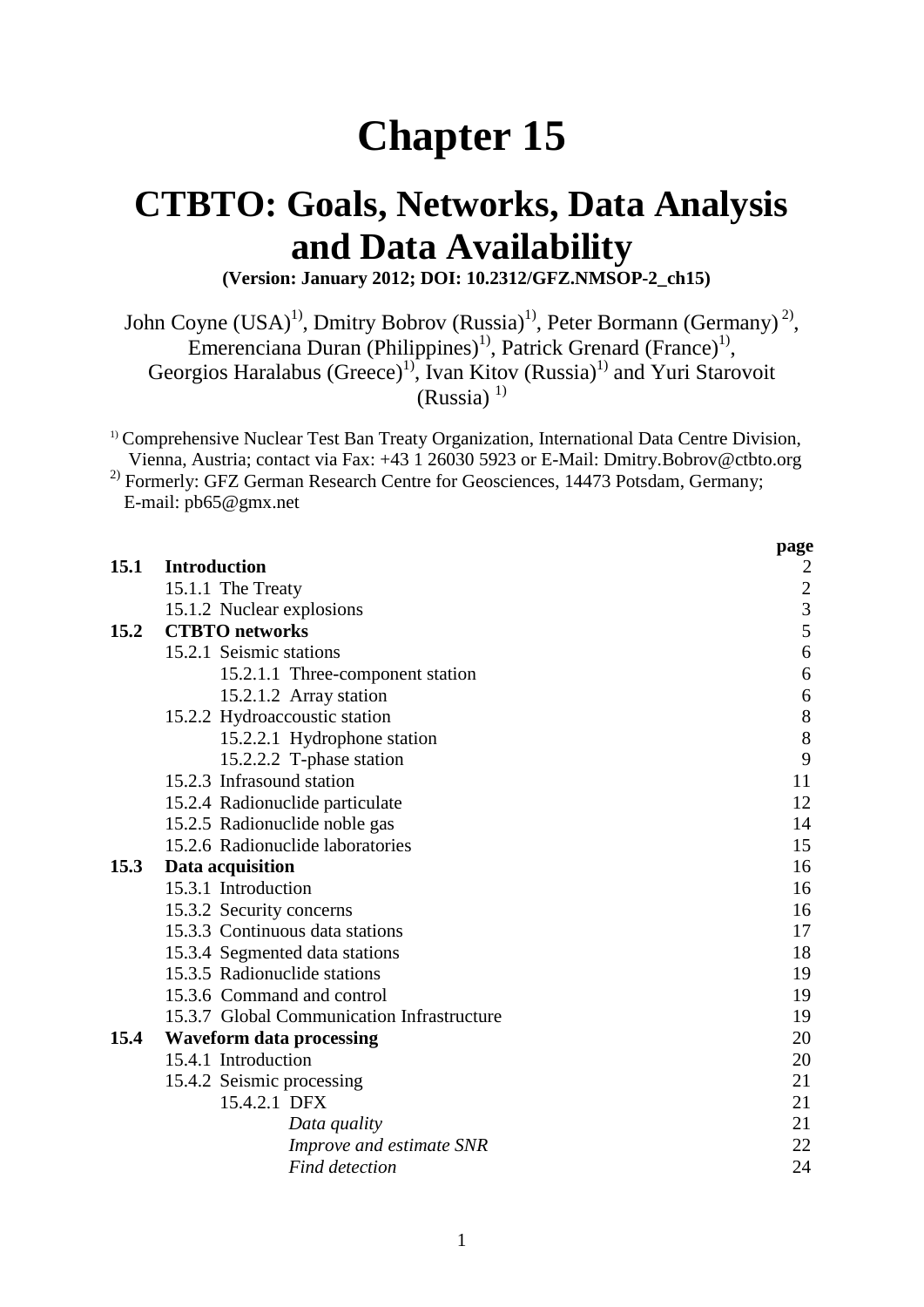# Chapter 15

# CTBTO: Goals, Networks, Data Analysis and Data Availability

**(Version: January 2012; DOI: 10.2312/GFZ.NMSOP-2_ch15)**

John Coyne (USA)[1)], Dmitry Bobrov (Russia)[1)], Peter Bormann (Germany)[2)], Emerenciana Duran (Philippines)[1)], Patrick Grenard (France)[1)], Georgios Haralabus (Greece)[1)], Ivan Kitov (Russia)[1)] and Yuri Starovoit (Russia)[1)]

[1)] Comprehensive Nuclear Test Ban Treaty Organization, International Data Centre Division, Vienna, Austria; contact via Fax: +43 1 26030 5923 or E-Mail: Dmitry.Bobrov@ctbto.org

[2)] Formerly: GFZ German Research Centre for Geosciences, 14473 Potsdam, Germany; E-mail: pb65@gmx.net

| | | page |
|---|---|---|
| **15.1** | **Introduction** | 2 |
| | 15.1.1 The Treaty | 2 |
| | 15.1.2 Nuclear explosions | 3 |
| **15.2** | **CTBTO networks** | 5 |
| | 15.2.1 Seismic stations | 6 |
| | 15.2.1.1 Three-component station | 6 |
| | 15.2.1.2 Array station | 6 |
| | 15.2.2 Hydroaccoustic station | 8 |
| | 15.2.2.1 Hydrophone station | 8 |
| | 15.2.2.2 T-phase station | 9 |
| | 15.2.3 Infrasound station | 11 |
| | 15.2.4 Radionuclide particulate | 12 |
| | 15.2.5 Radionuclide noble gas | 14 |
| | 15.2.6 Radionuclide laboratories | 15 |
| **15.3** | **Data acquisition** | 16 |
| | 15.3.1 Introduction | 16 |
| | 15.3.2 Security concerns | 16 |
| | 15.3.3 Continuous data stations | 17 |
| | 15.3.4 Segmented data stations | 18 |
| | 15.3.5 Radionuclide stations | 19 |
| | 15.3.6 Command and control | 19 |
| | 15.3.7 Global Communication Infrastructure | 19 |
| **15.4** | **Waveform data processing** | 20 |
| | 15.4.1 Introduction | 20 |
| | 15.4.2 Seismic processing | 21 |
| | 15.4.2.1 DFX | 21 |
| | *Data quality* | 21 |
| | *Improve and estimate SNR* | 22 |
| | *Find detection* | 24 |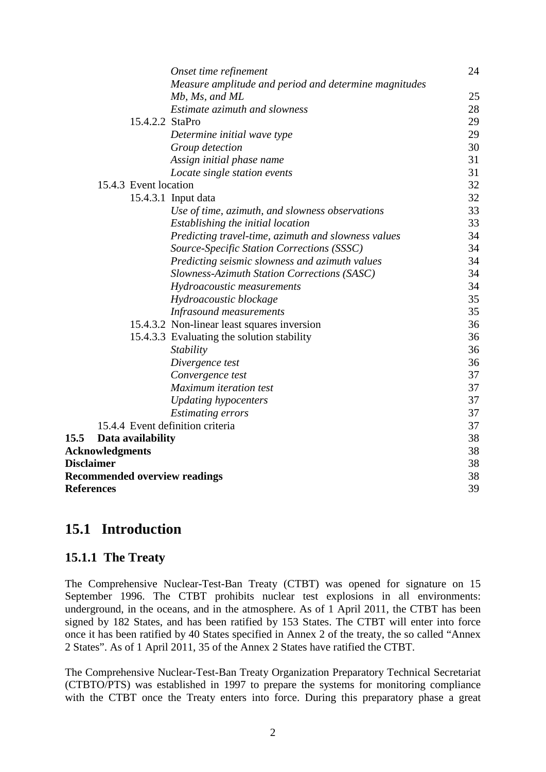*Onset time refinement* 24
*Measure amplitude and period and determine magnitudes Mb, Ms, and ML* 25
*Estimate azimuth and slowness* 28
15.4.2.2 StaPro 29
*Determine initial wave type* 29
*Group detection* 30
*Assign initial phase name* 31
*Locate single station events* 31
15.4.3 Event location 32
15.4.3.1 Input data 32
*Use of time, azimuth, and slowness observations* 33
*Establishing the initial location* 33
*Predicting travel-time, azimuth and slowness values* 34
*Source-Specific Station Corrections (SSSC)* 34
*Predicting seismic slowness and azimuth values* 34
*Slowness-Azimuth Station Corrections (SASC)* 34
*Hydroacoustic measurements* 34
*Hydroacoustic blockage* 35
*Infrasound measurements* 35
15.4.3.2 Non-linear least squares inversion 36
15.4.3.3 Evaluating the solution stability 36
*Stability* 36
*Divergence test* 36
*Convergence test* 37
*Maximum iteration test* 37
*Updating hypocenters* 37
*Estimating errors* 37
15.4.4 Event definition criteria 37
**15.5 Data availability** 38
**Acknowledgments** 38
**Disclaimer** 38
**Recommended overview readings** 38
**References** 39

# 15.1 Introduction

## 15.1.1 The Treaty

The Comprehensive Nuclear-Test-Ban Treaty (CTBT) was opened for signature on 15 September 1996. The CTBT prohibits nuclear test explosions in all environments: underground, in the oceans, and in the atmosphere. As of 1 April 2011, the CTBT has been signed by 182 States, and has been ratified by 153 States. The CTBT will enter into force once it has been ratified by 40 States specified in Annex 2 of the treaty, the so called "Annex 2 States". As of 1 April 2011, 35 of the Annex 2 States have ratified the CTBT.

The Comprehensive Nuclear-Test-Ban Treaty Organization Preparatory Technical Secretariat (CTBTO/PTS) was established in 1997 to prepare the systems for monitoring compliance with the CTBT once the Treaty enters into force. During this preparatory phase a great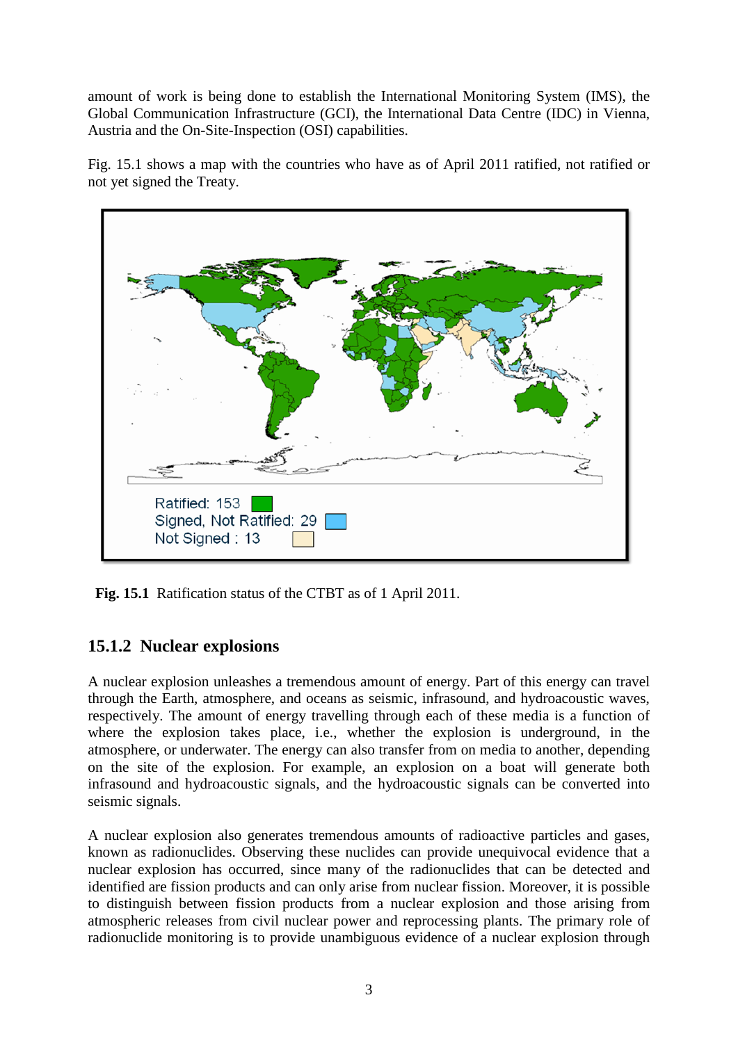amount of work is being done to establish the International Monitoring System (IMS), the Global Communication Infrastructure (GCI), the International Data Centre (IDC) in Vienna, Austria and the On-Site-Inspection (OSI) capabilities.

Fig. 15.1 shows a map with the countries who have as of April 2011 ratified, not ratified or not yet signed the Treaty.

Ratified: 153
Signed, Not Ratified: 29
Not Signed : 13

**Fig. 15.1** Ratification status of the CTBT as of 1 April 2011.

### 15.1.2 Nuclear explosions

A nuclear explosion unleashes a tremendous amount of energy. Part of this energy can travel through the Earth, atmosphere, and oceans as seismic, infrasound, and hydroacoustic waves, respectively. The amount of energy travelling through each of these media is a function of where the explosion takes place, i.e., whether the explosion is underground, in the atmosphere, or underwater. The energy can also transfer from on media to another, depending on the site of the explosion. For example, an explosion on a boat will generate both infrasound and hydroacoustic signals, and the hydroacoustic signals can be converted into seismic signals.

A nuclear explosion also generates tremendous amounts of radioactive particles and gases, known as radionuclides. Observing these nuclides can provide unequivocal evidence that a nuclear explosion has occurred, since many of the radionuclides that can be detected and identified are fission products and can only arise from nuclear fission. Moreover, it is possible to distinguish between fission products from a nuclear explosion and those arising from atmospheric releases from civil nuclear power and reprocessing plants. The primary role of radionuclide monitoring is to provide unambiguous evidence of a nuclear explosion through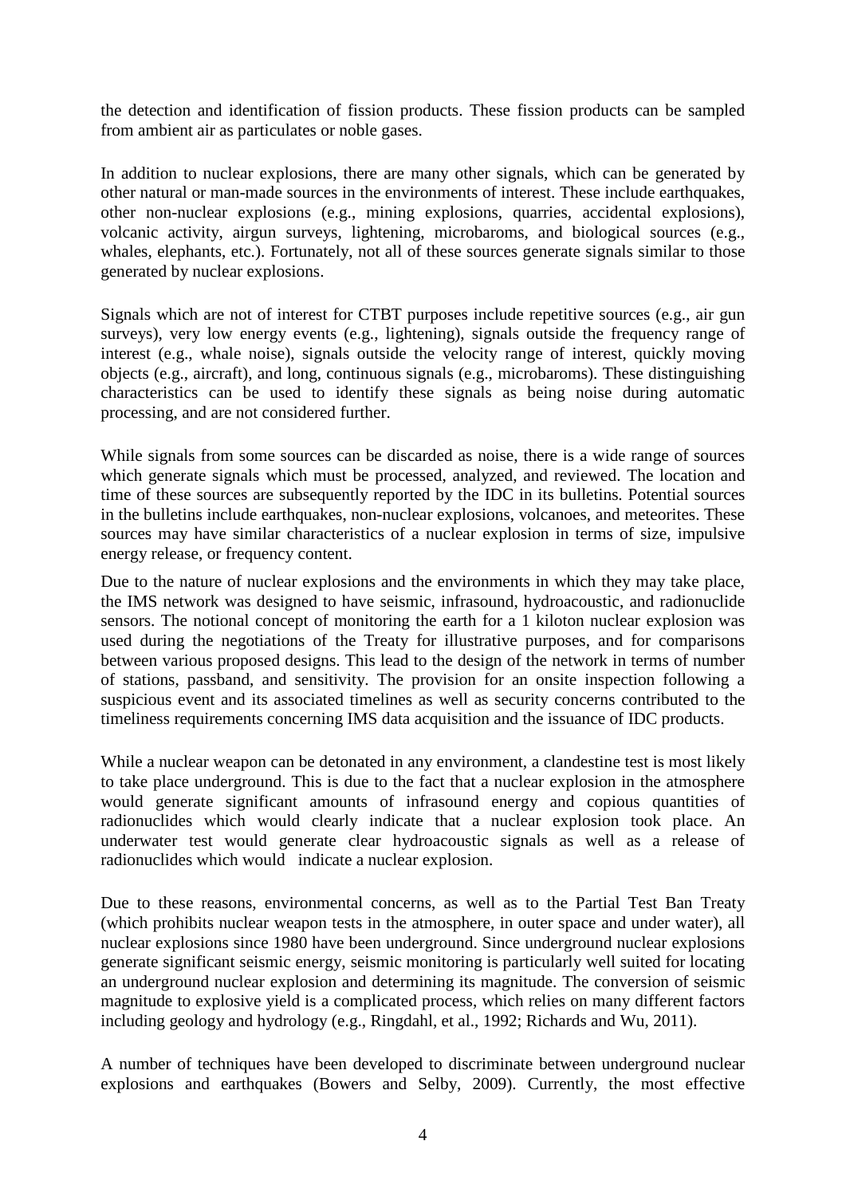the detection and identification of fission products. These fission products can be sampled from ambient air as particulates or noble gases.

In addition to nuclear explosions, there are many other signals, which can be generated by other natural or man-made sources in the environments of interest. These include earthquakes, other non-nuclear explosions (e.g., mining explosions, quarries, accidental explosions), volcanic activity, airgun surveys, lightening, microbaroms, and biological sources (e.g., whales, elephants, etc.). Fortunately, not all of these sources generate signals similar to those generated by nuclear explosions.

Signals which are not of interest for CTBT purposes include repetitive sources (e.g., air gun surveys), very low energy events (e.g., lightening), signals outside the frequency range of interest (e.g., whale noise), signals outside the velocity range of interest, quickly moving objects (e.g., aircraft), and long, continuous signals (e.g., microbaroms). These distinguishing characteristics can be used to identify these signals as being noise during automatic processing, and are not considered further.

While signals from some sources can be discarded as noise, there is a wide range of sources which generate signals which must be processed, analyzed, and reviewed. The location and time of these sources are subsequently reported by the IDC in its bulletins. Potential sources in the bulletins include earthquakes, non-nuclear explosions, volcanoes, and meteorites. These sources may have similar characteristics of a nuclear explosion in terms of size, impulsive energy release, or frequency content.

Due to the nature of nuclear explosions and the environments in which they may take place, the IMS network was designed to have seismic, infrasound, hydroacoustic, and radionuclide sensors. The notional concept of monitoring the earth for a 1 kiloton nuclear explosion was used during the negotiations of the Treaty for illustrative purposes, and for comparisons between various proposed designs. This lead to the design of the network in terms of number of stations, passband, and sensitivity. The provision for an onsite inspection following a suspicious event and its associated timelines as well as security concerns contributed to the timeliness requirements concerning IMS data acquisition and the issuance of IDC products.

While a nuclear weapon can be detonated in any environment, a clandestine test is most likely to take place underground. This is due to the fact that a nuclear explosion in the atmosphere would generate significant amounts of infrasound energy and copious quantities of radionuclides which would clearly indicate that a nuclear explosion took place. An underwater test would generate clear hydroacoustic signals as well as a release of radionuclides which would indicate a nuclear explosion.

Due to these reasons, environmental concerns, as well as to the Partial Test Ban Treaty (which prohibits nuclear weapon tests in the atmosphere, in outer space and under water), all nuclear explosions since 1980 have been underground. Since underground nuclear explosions generate significant seismic energy, seismic monitoring is particularly well suited for locating an underground nuclear explosion and determining its magnitude. The conversion of seismic magnitude to explosive yield is a complicated process, which relies on many different factors including geology and hydrology (e.g., Ringdahl, et al., 1992; Richards and Wu, 2011).

A number of techniques have been developed to discriminate between underground nuclear explosions and earthquakes (Bowers and Selby, 2009). Currently, the most effective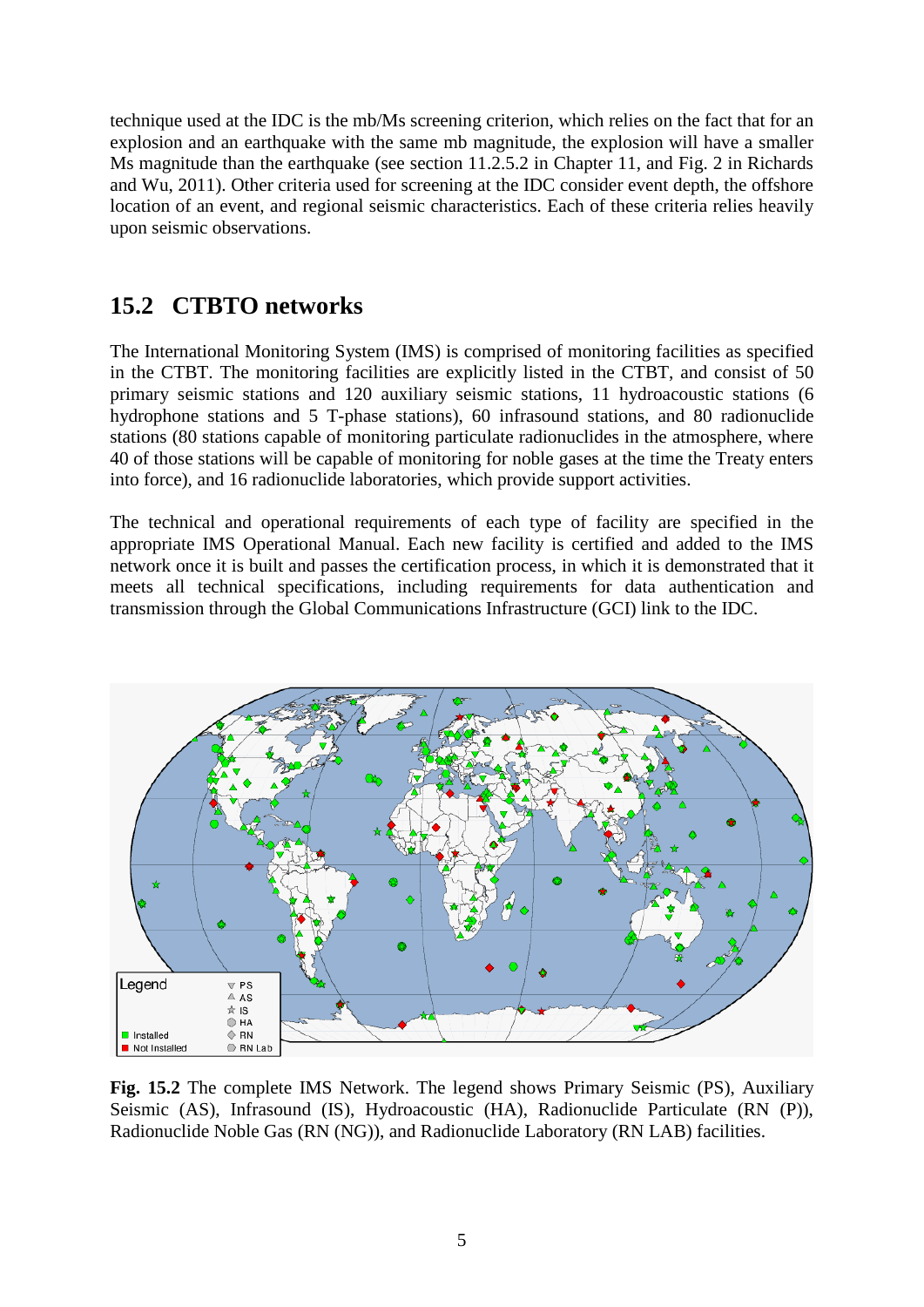technique used at the IDC is the mb/Ms screening criterion, which relies on the fact that for an explosion and an earthquake with the same mb magnitude, the explosion will have a smaller Ms magnitude than the earthquake (see section 11.2.5.2 in Chapter 11, and Fig. 2 in Richards and Wu, 2011). Other criteria used for screening at the IDC consider event depth, the offshore location of an event, and regional seismic characteristics. Each of these criteria relies heavily upon seismic observations.

## 15.2 CTBTO networks

The International Monitoring System (IMS) is comprised of monitoring facilities as specified in the CTBT. The monitoring facilities are explicitly listed in the CTBT, and consist of 50 primary seismic stations and 120 auxiliary seismic stations, 11 hydroacoustic stations (6 hydrophone stations and 5 T-phase stations), 60 infrasound stations, and 80 radionuclide stations (80 stations capable of monitoring particulate radionuclides in the atmosphere, where 40 of those stations will be capable of monitoring for noble gases at the time the Treaty enters into force), and 16 radionuclide laboratories, which provide support activities.

The technical and operational requirements of each type of facility are specified in the appropriate IMS Operational Manual. Each new facility is certified and added to the IMS network once it is built and passes the certification process, in which it is demonstrated that it meets all technical specifications, including requirements for data authentication and transmission through the Global Communications Infrastructure (GCI) link to the IDC.

**Fig. 15.2** The complete IMS Network. The legend shows Primary Seismic (PS), Auxiliary Seismic (AS), Infrasound (IS), Hydroacoustic (HA), Radionuclide Particulate (RN (P)), Radionuclide Noble Gas (RN (NG)), and Radionuclide Laboratory (RN LAB) facilities.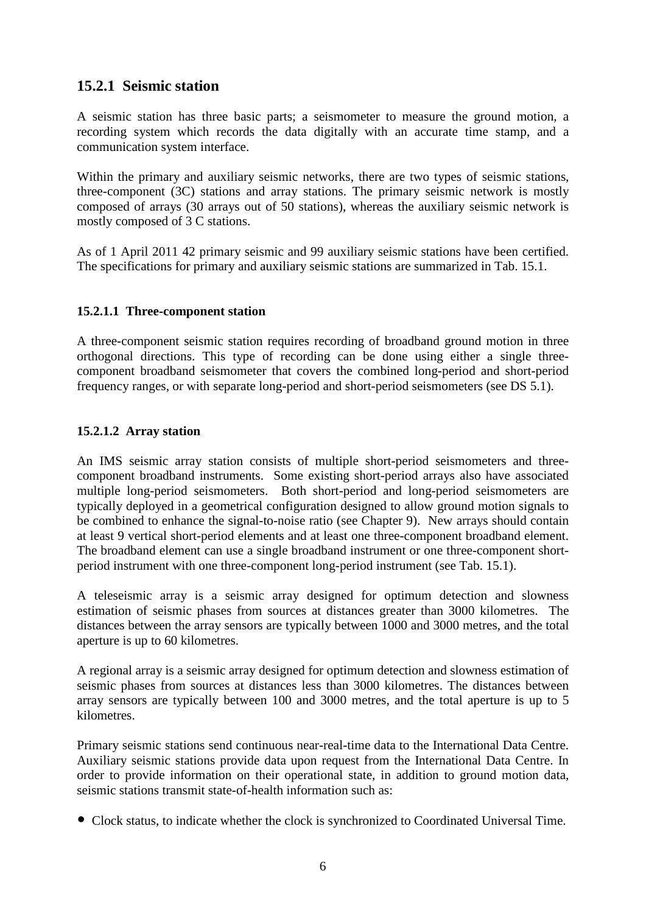## 15.2.1 Seismic station

A seismic station has three basic parts; a seismometer to measure the ground motion, a recording system which records the data digitally with an accurate time stamp, and a communication system interface.

Within the primary and auxiliary seismic networks, there are two types of seismic stations, three-component (3C) stations and array stations. The primary seismic network is mostly composed of arrays (30 arrays out of 50 stations), whereas the auxiliary seismic network is mostly composed of 3 C stations.

As of 1 April 2011 42 primary seismic and 99 auxiliary seismic stations have been certified. The specifications for primary and auxiliary seismic stations are summarized in Tab. 15.1.

### 15.2.1.1 Three-component station

A three-component seismic station requires recording of broadband ground motion in three orthogonal directions. This type of recording can be done using either a single three-component broadband seismometer that covers the combined long-period and short-period frequency ranges, or with separate long-period and short-period seismometers (see DS 5.1).

### 15.2.1.2 Array station

An IMS seismic array station consists of multiple short-period seismometers and three-component broadband instruments. Some existing short-period arrays also have associated multiple long-period seismometers. Both short-period and long-period seismometers are typically deployed in a geometrical configuration designed to allow ground motion signals to be combined to enhance the signal-to-noise ratio (see Chapter 9). New arrays should contain at least 9 vertical short-period elements and at least one three-component broadband element. The broadband element can use a single broadband instrument or one three-component short-period instrument with one three-component long-period instrument (see Tab. 15.1).

A teleseismic array is a seismic array designed for optimum detection and slowness estimation of seismic phases from sources at distances greater than 3000 kilometres. The distances between the array sensors are typically between 1000 and 3000 metres, and the total aperture is up to 60 kilometres.

A regional array is a seismic array designed for optimum detection and slowness estimation of seismic phases from sources at distances less than 3000 kilometres. The distances between array sensors are typically between 100 and 3000 metres, and the total aperture is up to 5 kilometres.

Primary seismic stations send continuous near-real-time data to the International Data Centre. Auxiliary seismic stations provide data upon request from the International Data Centre. In order to provide information on their operational state, in addition to ground motion data, seismic stations transmit state-of-health information such as:

- Clock status, to indicate whether the clock is synchronized to Coordinated Universal Time.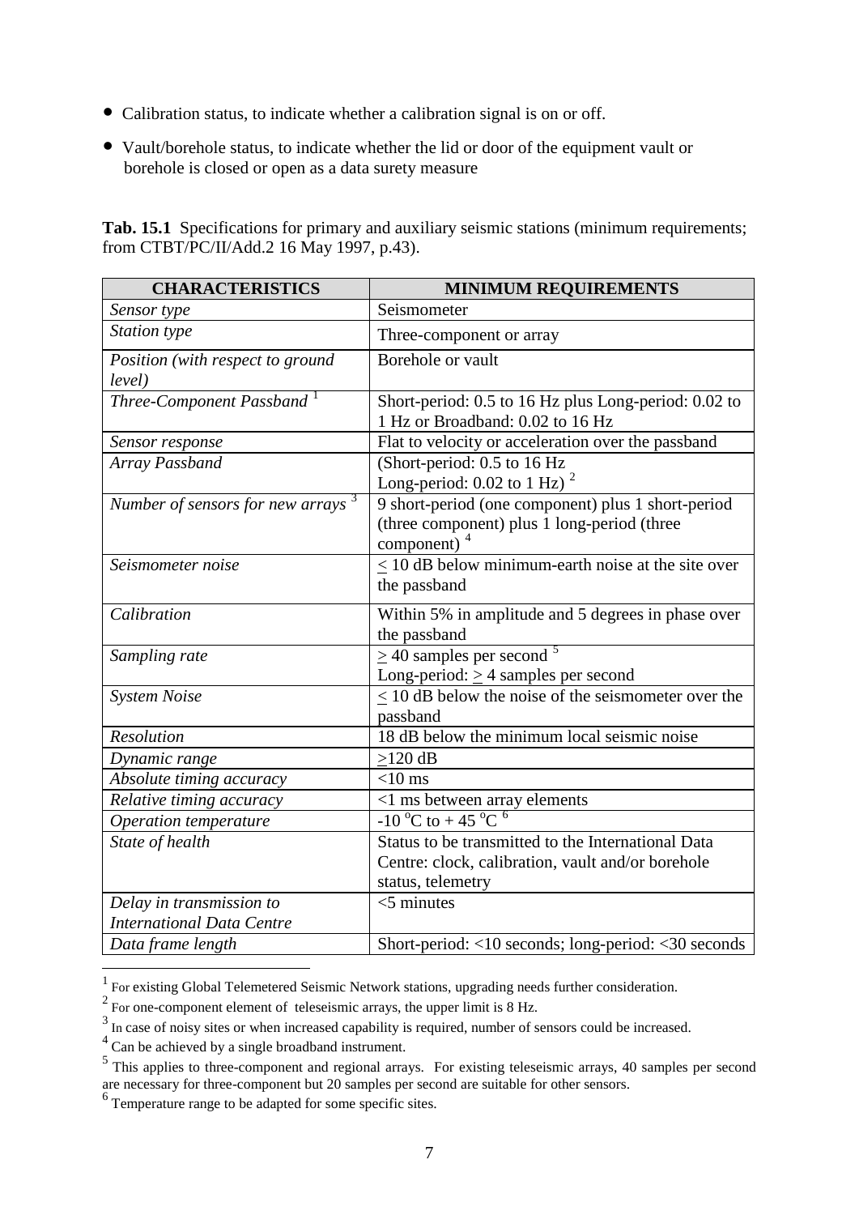- Calibration status, to indicate whether a calibration signal is on or off.
- Vault/borehole status, to indicate whether the lid or door of the equipment vault or borehole is closed or open as a data surety measure

**Tab. 15.1** Specifications for primary and auxiliary seismic stations (minimum requirements; from CTBT/PC/II/Add.2 16 May 1997, p.43).

| CHARACTERISTICS | MINIMUM REQUIREMENTS |
|---|---|
| *Sensor type* | Seismometer |
| *Station type* | Three-component or array |
| *Position (with respect to ground level)* | Borehole or vault |
| *Three-Component Passband* [1] | Short-period: 0.5 to 16 Hz plus Long-period: 0.02 to 1 Hz or Broadband: 0.02 to 16 Hz |
| *Sensor response* | Flat to velocity or acceleration over the passband |
| *Array Passband* | (Short-period: 0.5 to 16 Hz Long-period: 0.02 to 1 Hz) [2] |
| *Number of sensors for new arrays* [3] | 9 short-period (one component) plus 1 short-period (three component) plus 1 long-period (three component) [4] |
| *Seismometer noise* | $\leq$ 10 dB below minimum-earth noise at the site over the passband |
| *Calibration* | Within 5% in amplitude and 5 degrees in phase over the passband |
| *Sampling rate* | $\geq$ 40 samples per second [5] Long-period: $\geq$ 4 samples per second |
| *System Noise* | $\leq$ 10 dB below the noise of the seismometer over the passband |
| *Resolution* | 18 dB below the minimum local seismic noise |
| *Dynamic range* | $\geq$120 dB |
| *Absolute timing accuracy* | <10 ms |
| *Relative timing accuracy* | <1 ms between array elements |
| *Operation temperature* | -10 $^{o}$C to + 45 $^{o}$C [6] |
| *State of health* | Status to be transmitted to the International Data Centre: clock, calibration, vault and/or borehole status, telemetry |
| *Delay in transmission to International Data Centre* | <5 minutes |
| *Data frame length* | Short-period: <10 seconds; long-period: <30 seconds |

[1] For existing Global Telemetered Seismic Network stations, upgrading needs further consideration.

[2] For one-component element of teleseismic arrays, the upper limit is 8 Hz.

[3] In case of noisy sites or when increased capability is required, number of sensors could be increased.

[4] Can be achieved by a single broadband instrument.

[5] This applies to three-component and regional arrays. For existing teleseismic arrays, 40 samples per second are necessary for three-component but 20 samples per second are suitable for other sensors.

[6] Temperature range to be adapted for some specific sites.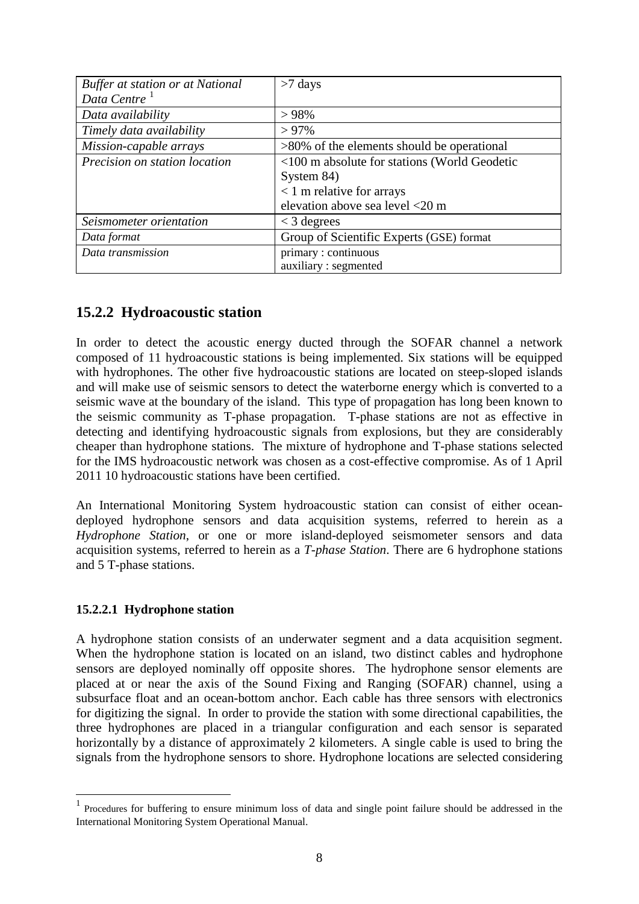| | |
|---|---|
| *Buffer at station or at National Data Centre* [1] | >7 days |
| *Data availability* | > 98% |
| *Timely data availability* | > 97% |
| *Mission-capable arrays* | >80% of the elements should be operational |
| *Precision on station location* | <100 m absolute for stations (World Geodetic System 84)<br>< 1 m relative for arrays<br>elevation above sea level <20 m |
| *Seismometer orientation* | < 3 degrees |
| *Data format* | Group of Scientific Experts (GSE) format |
| *Data transmission* | primary : continuous<br>auxiliary : segmented |

## 15.2.2 Hydroacoustic station

In order to detect the acoustic energy ducted through the SOFAR channel a network composed of 11 hydroacoustic stations is being implemented. Six stations will be equipped with hydrophones. The other five hydroacoustic stations are located on steep-sloped islands and will make use of seismic sensors to detect the waterborne energy which is converted to a seismic wave at the boundary of the island. This type of propagation has long been known to the seismic community as T-phase propagation. T-phase stations are not as effective in detecting and identifying hydroacoustic signals from explosions, but they are considerably cheaper than hydrophone stations. The mixture of hydrophone and T-phase stations selected for the IMS hydroacoustic network was chosen as a cost-effective compromise. As of 1 April 2011 10 hydroacoustic stations have been certified.

An International Monitoring System hydroacoustic station can consist of either ocean-deployed hydrophone sensors and data acquisition systems, referred to herein as a *Hydrophone Station*, or one or more island-deployed seismometer sensors and data acquisition systems, referred to herein as a *T-phase Station*. There are 6 hydrophone stations and 5 T-phase stations.

### 15.2.2.1 Hydrophone station

A hydrophone station consists of an underwater segment and a data acquisition segment. When the hydrophone station is located on an island, two distinct cables and hydrophone sensors are deployed nominally off opposite shores. The hydrophone sensor elements are placed at or near the axis of the Sound Fixing and Ranging (SOFAR) channel, using a subsurface float and an ocean-bottom anchor. Each cable has three sensors with electronics for digitizing the signal. In order to provide the station with some directional capabilities, the three hydrophones are placed in a triangular configuration and each sensor is separated horizontally by a distance of approximately 2 kilometers. A single cable is used to bring the signals from the hydrophone sensors to shore. Hydrophone locations are selected considering

[1] Procedures for buffering to ensure minimum loss of data and single point failure should be addressed in the International Monitoring System Operational Manual.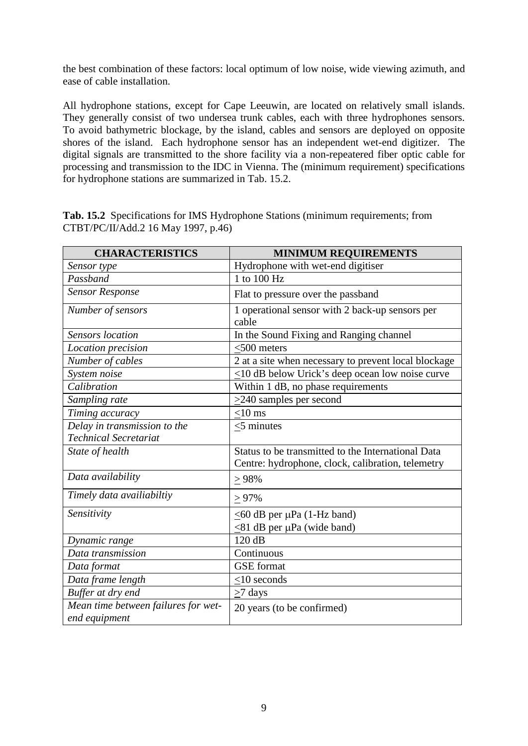the best combination of these factors: local optimum of low noise, wide viewing azimuth, and ease of cable installation.

All hydrophone stations, except for Cape Leeuwin, are located on relatively small islands. They generally consist of two undersea trunk cables, each with three hydrophones sensors. To avoid bathymetric blockage, by the island, cables and sensors are deployed on opposite shores of the island. Each hydrophone sensor has an independent wet-end digitizer. The digital signals are transmitted to the shore facility via a non-repeatered fiber optic cable for processing and transmission to the IDC in Vienna. The (minimum requirement) specifications for hydrophone stations are summarized in Tab. 15.2.

**Tab. 15.2** Specifications for IMS Hydrophone Stations (minimum requirements; from CTBT/PC/II/Add.2 16 May 1997, p.46)

| CHARACTERISTICS | MINIMUM REQUIREMENTS |
|---|---|
| *Sensor type* | Hydrophone with wet-end digitiser |
| *Passband* | 1 to 100 Hz |
| *Sensor Response* | Flat to pressure over the passband |
| *Number of sensors* | 1 operational sensor with 2 back-up sensors per cable |
| *Sensors location* | In the Sound Fixing and Ranging channel |
| *Location precision* | ≤500 meters |
| *Number of cables* | 2 at a site when necessary to prevent local blockage |
| *System noise* | ≤10 dB below Urick's deep ocean low noise curve |
| *Calibration* | Within 1 dB, no phase requirements |
| *Sampling rate* | ≥240 samples per second |
| *Timing accuracy* | ≤10 ms |
| *Delay in transmission to the Technical Secretariat* | ≤5 minutes |
| *State of health* | Status to be transmitted to the International Data Centre: hydrophone, clock, calibration, telemetry |
| *Data availability* | ≥ 98% |
| *Timely data availiabiltiy* | ≥ 97% |
| *Sensitivity* | ≤60 dB per μPa (1-Hz band)<br>≤81 dB per μPa (wide band) |
| *Dynamic range* | 120 dB |
| *Data transmission* | Continuous |
| *Data format* | GSE format |
| *Data frame length* | ≤10 seconds |
| *Buffer at dry end* | ≥7 days |
| *Mean time between failures for wet-end equipment* | 20 years (to be confirmed) |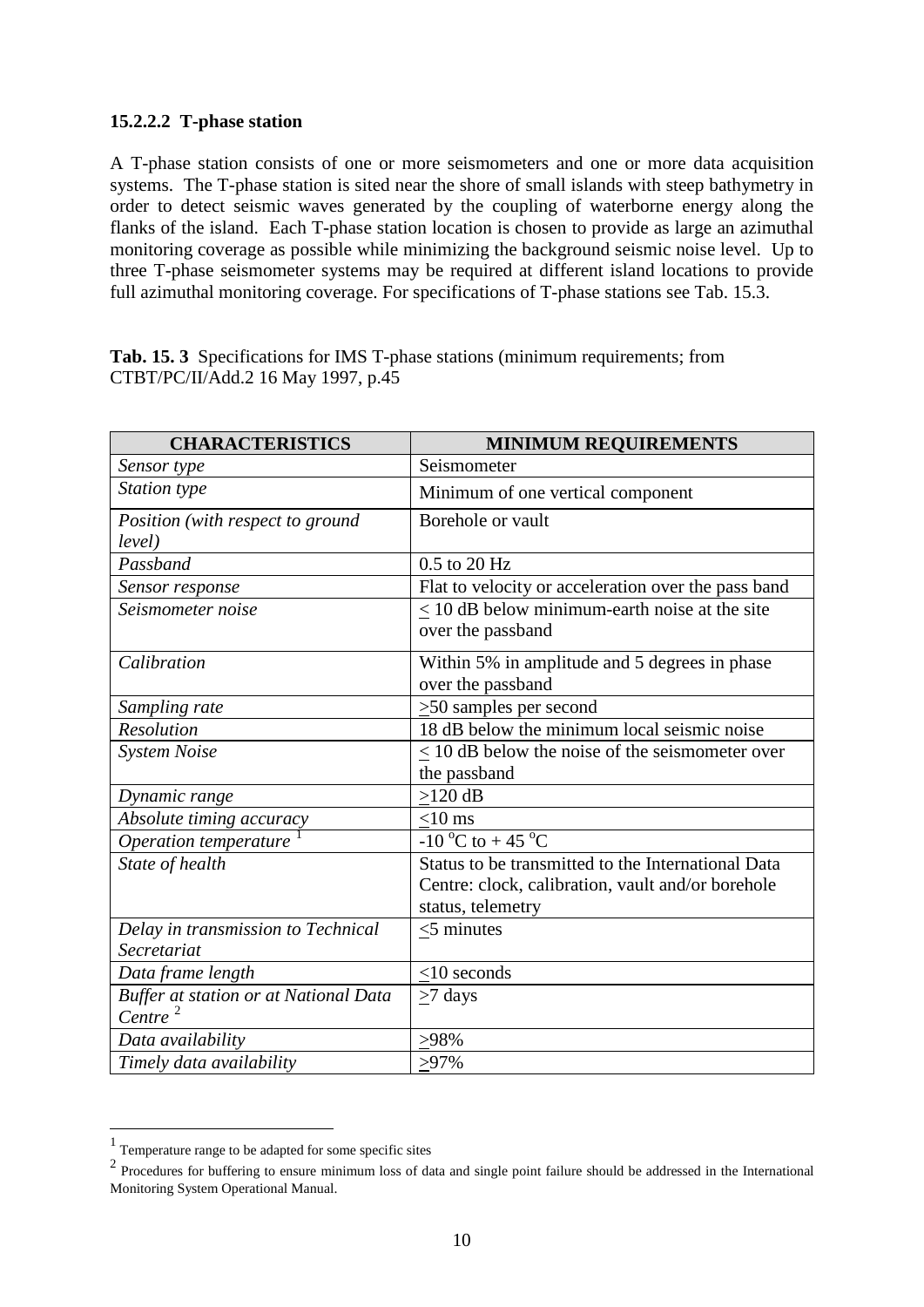#### 15.2.2.2 T-phase station

A T-phase station consists of one or more seismometers and one or more data acquisition systems. The T-phase station is sited near the shore of small islands with steep bathymetry in order to detect seismic waves generated by the coupling of waterborne energy along the flanks of the island. Each T-phase station location is chosen to provide as large an azimuthal monitoring coverage as possible while minimizing the background seismic noise level. Up to three T-phase seismometer systems may be required at different island locations to provide full azimuthal monitoring coverage. For specifications of T-phase stations see Tab. 15.3.

**Tab. 15. 3** Specifications for IMS T-phase stations (minimum requirements; from CTBT/PC/II/Add.2 16 May 1997, p.45

| CHARACTERISTICS | MINIMUM REQUIREMENTS |
|---|---|
| *Sensor type* | Seismometer |
| *Station type* | Minimum of one vertical component |
| *Position (with respect to ground level)* | Borehole or vault |
| *Passband* | 0.5 to 20 Hz |
| *Sensor response* | Flat to velocity or acceleration over the pass band |
| *Seismometer noise* | ≤ 10 dB below minimum-earth noise at the site over the passband |
| *Calibration* | Within 5% in amplitude and 5 degrees in phase over the passband |
| *Sampling rate* | ≥50 samples per second |
| *Resolution* | 18 dB below the minimum local seismic noise |
| *System Noise* | ≤ 10 dB below the noise of the seismometer over the passband |
| *Dynamic range* | ≥120 dB |
| *Absolute timing accuracy* | ≤10 ms |
| *Operation temperature* [1] | -10 °C to + 45 °C |
| *State of health* | Status to be transmitted to the International Data Centre: clock, calibration, vault and/or borehole status, telemetry |
| *Delay in transmission to Technical Secretariat* | ≤5 minutes |
| *Data frame length* | ≤10 seconds |
| *Buffer at station or at National Data Centre* [2] | ≥7 days |
| *Data availability* | ≥98% |
| *Timely data availability* | ≥97% |

[1] Temperature range to be adapted for some specific sites

[2] Procedures for buffering to ensure minimum loss of data and single point failure should be addressed in the International Monitoring System Operational Manual.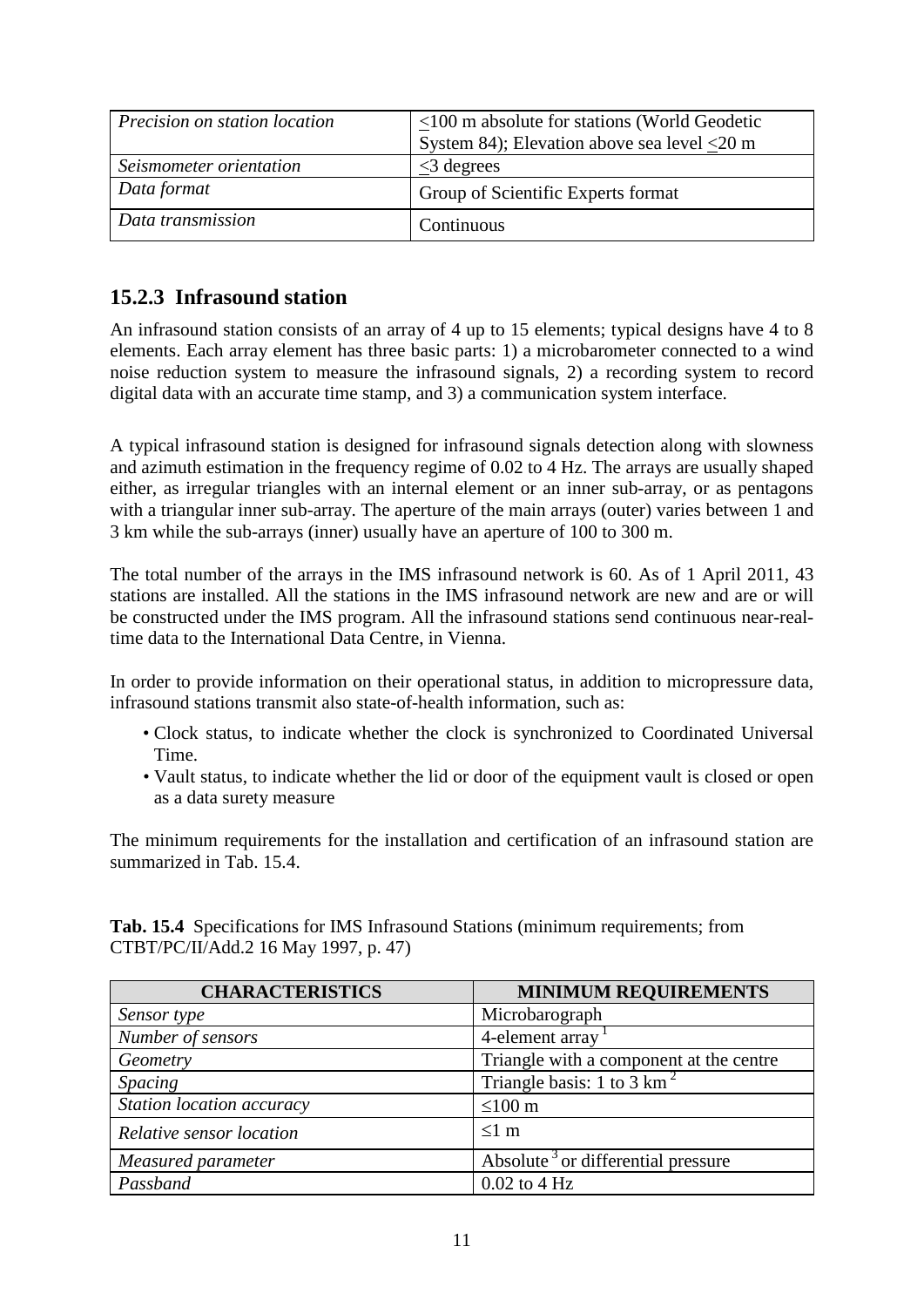| | |
|---|---|
| *Precision on station location* | ≤100 m absolute for stations (World Geodetic System 84); Elevation above sea level ≤20 m |
| *Seismometer orientation* | ≤3 degrees |
| *Data format* | Group of Scientific Experts format |
| *Data transmission* | Continuous |

### 15.2.3 Infrasound station

An infrasound station consists of an array of 4 up to 15 elements; typical designs have 4 to 8 elements. Each array element has three basic parts: 1) a microbarometer connected to a wind noise reduction system to measure the infrasound signals, 2) a recording system to record digital data with an accurate time stamp, and 3) a communication system interface.

A typical infrasound station is designed for infrasound signals detection along with slowness and azimuth estimation in the frequency regime of 0.02 to 4 Hz. The arrays are usually shaped either, as irregular triangles with an internal element or an inner sub-array, or as pentagons with a triangular inner sub-array. The aperture of the main arrays (outer) varies between 1 and 3 km while the sub-arrays (inner) usually have an aperture of 100 to 300 m.

The total number of the arrays in the IMS infrasound network is 60. As of 1 April 2011, 43 stations are installed. All the stations in the IMS infrasound network are new and are or will be constructed under the IMS program. All the infrasound stations send continuous near-real-time data to the International Data Centre, in Vienna.

In order to provide information on their operational status, in addition to micropressure data, infrasound stations transmit also state-of-health information, such as:

- Clock status, to indicate whether the clock is synchronized to Coordinated Universal Time.
- Vault status, to indicate whether the lid or door of the equipment vault is closed or open as a data surety measure

The minimum requirements for the installation and certification of an infrasound station are summarized in Tab. 15.4.

**Tab. 15.4** Specifications for IMS Infrasound Stations (minimum requirements; from CTBT/PC/II/Add.2 16 May 1997, p. 47)

| CHARACTERISTICS | MINIMUM REQUIREMENTS |
|---|---|
| *Sensor type* | Microbarograph |
| *Number of sensors* | 4-element array [1] |
| *Geometry* | Triangle with a component at the centre |
| *Spacing* | Triangle basis: 1 to 3 km [2] |
| *Station location accuracy* | ≤100 m |
| *Relative sensor location* | ≤1 m |
| *Measured parameter* | Absolute [3] or differential pressure |
| *Passband* | 0.02 to 4 Hz |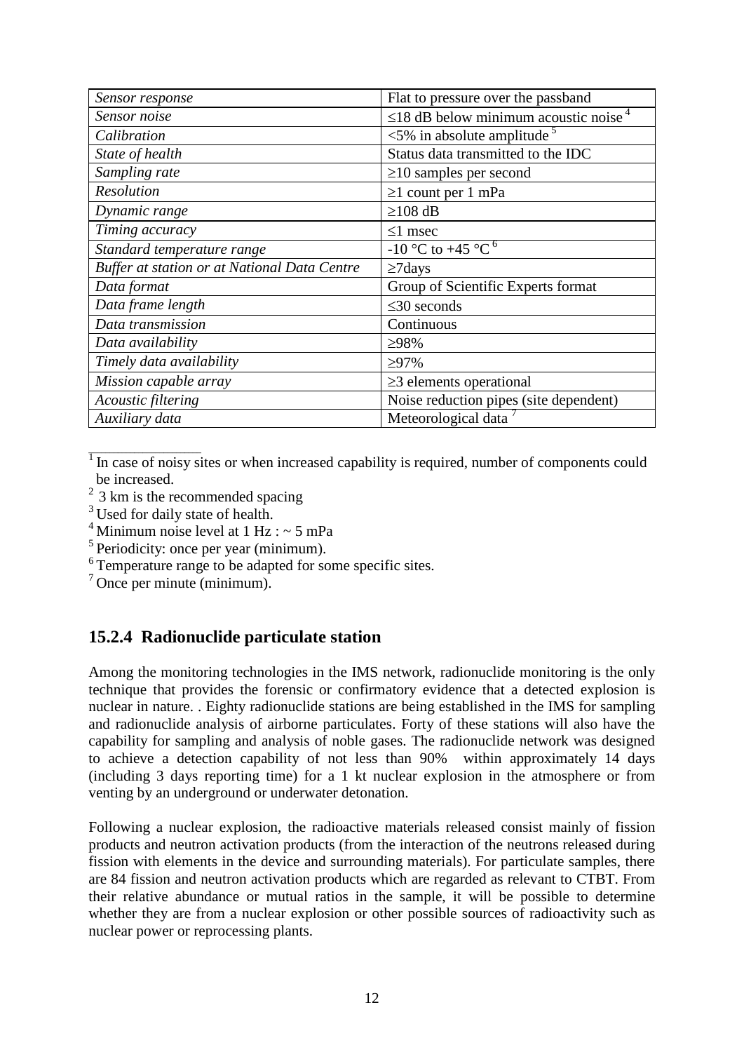| *Sensor response* | Flat to pressure over the passband |
|---|---|
| *Sensor noise* | ≤18 dB below minimum acoustic noise [4] |
| *Calibration* | <5% in absolute amplitude [5] |
| *State of health* | Status data transmitted to the IDC |
| *Sampling rate* | ≥10 samples per second |
| *Resolution* | ≥1 count per 1 mPa |
| *Dynamic range* | ≥108 dB |
| *Timing accuracy* | ≤1 msec |
| *Standard temperature range* | -10 °C to +45 °C [6] |
| *Buffer at station or at National Data Centre* | ≥7days |
| *Data format* | Group of Scientific Experts format |
| *Data frame length* | ≤30 seconds |
| *Data transmission* | Continuous |
| *Data availability* | ≥98% |
| *Timely data availability* | ≥97% |
| *Mission capable array* | ≥3 elements operational |
| *Acoustic filtering* | Noise reduction pipes (site dependent) |
| *Auxiliary data* | Meteorological data [7] |

[1] In case of noisy sites or when increased capability is required, number of components could be increased.
[2] 3 km is the recommended spacing
[3] Used for daily state of health.
[4] Minimum noise level at 1 Hz : ~ 5 mPa
[5] Periodicity: once per year (minimum).
[6] Temperature range to be adapted for some specific sites.
[7] Once per minute (minimum).

## 15.2.4 Radionuclide particulate station

Among the monitoring technologies in the IMS network, radionuclide monitoring is the only technique that provides the forensic or confirmatory evidence that a detected explosion is nuclear in nature. . Eighty radionuclide stations are being established in the IMS for sampling and radionuclide analysis of airborne particulates. Forty of these stations will also have the capability for sampling and analysis of noble gases. The radionuclide network was designed to achieve a detection capability of not less than 90% within approximately 14 days (including 3 days reporting time) for a 1 kt nuclear explosion in the atmosphere or from venting by an underground or underwater detonation.

Following a nuclear explosion, the radioactive materials released consist mainly of fission products and neutron activation products (from the interaction of the neutrons released during fission with elements in the device and surrounding materials). For particulate samples, there are 84 fission and neutron activation products which are regarded as relevant to CTBT. From their relative abundance or mutual ratios in the sample, it will be possible to determine whether they are from a nuclear explosion or other possible sources of radioactivity such as nuclear power or reprocessing plants.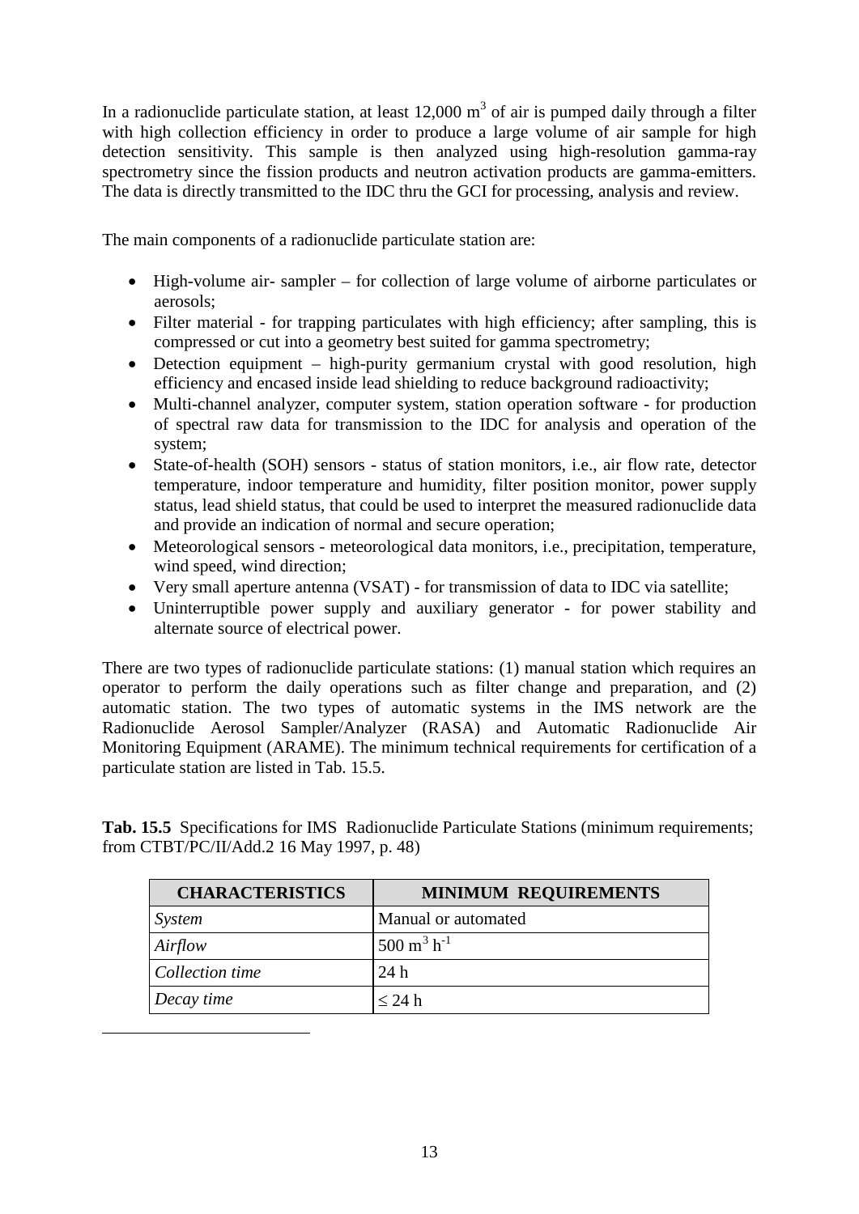In a radionuclide particulate station, at least 12,000 $m^3$ of air is pumped daily through a filter with high collection efficiency in order to produce a large volume of air sample for high detection sensitivity. This sample is then analyzed using high-resolution gamma-ray spectrometry since the fission products and neutron activation products are gamma-emitters. The data is directly transmitted to the IDC thru the GCI for processing, analysis and review.

The main components of a radionuclide particulate station are:

- High-volume air- sampler – for collection of large volume of airborne particulates or aerosols;
- Filter material - for trapping particulates with high efficiency; after sampling, this is compressed or cut into a geometry best suited for gamma spectrometry;
- Detection equipment – high-purity germanium crystal with good resolution, high efficiency and encased inside lead shielding to reduce background radioactivity;
- Multi-channel analyzer, computer system, station operation software - for production of spectral raw data for transmission to the IDC for analysis and operation of the system;
- State-of-health (SOH) sensors - status of station monitors, i.e., air flow rate, detector temperature, indoor temperature and humidity, filter position monitor, power supply status, lead shield status, that could be used to interpret the measured radionuclide data and provide an indication of normal and secure operation;
- Meteorological sensors - meteorological data monitors, i.e., precipitation, temperature, wind speed, wind direction;
- Very small aperture antenna (VSAT) - for transmission of data to IDC via satellite;
- Uninterruptible power supply and auxiliary generator - for power stability and alternate source of electrical power.

There are two types of radionuclide particulate stations: (1) manual station which requires an operator to perform the daily operations such as filter change and preparation, and (2) automatic station. The two types of automatic systems in the IMS network are the Radionuclide Aerosol Sampler/Analyzer (RASA) and Automatic Radionuclide Air Monitoring Equipment (ARAME). The minimum technical requirements for certification of a particulate station are listed in Tab. 15.5.

**Tab. 15.5** Specifications for IMS Radionuclide Particulate Stations (minimum requirements; from CTBT/PC/II/Add.2 16 May 1997, p. 48)

| CHARACTERISTICS | MINIMUM REQUIREMENTS |
|---|---|
| *System* | Manual or automated |
| *Airflow* | 500 $m^3 h^{-1}$ |
| *Collection time* | 24 h |
| *Decay time* | $\leq$ 24 h |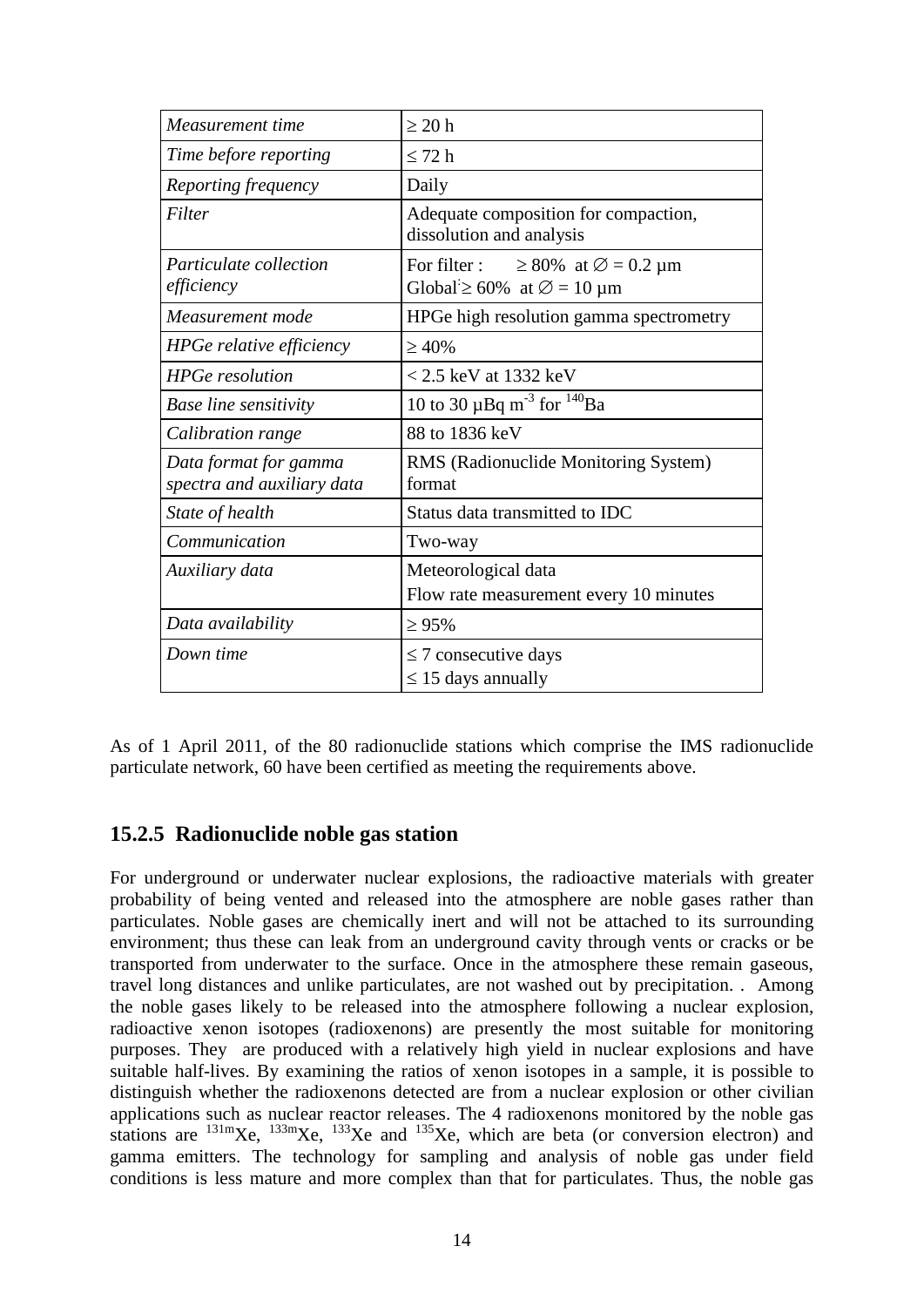| | |
|---|---|
| *Measurement time* | ≥ 20 h |
| *Time before reporting* | ≤ 72 h |
| *Reporting frequency* | Daily |
| *Filter* | Adequate composition for compaction, dissolution and analysis |
| *Particulate collection efficiency* | For filter : ≥ 80% at ∅ = 0.2 µm<br>Global ≥ 60% at ∅ = 10 µm |
| *Measurement mode* | HPGe high resolution gamma spectrometry |
| *HPGe relative efficiency* | ≥ 40% |
| *HPGe resolution* | < 2.5 keV at 1332 keV |
| *Base line sensitivity* | 10 to 30 µBq $m^{-3}$ for $^{140}$Ba |
| *Calibration range* | 88 to 1836 keV |
| *Data format for gamma spectra and auxiliary data* | RMS (Radionuclide Monitoring System) format |
| *State of health* | Status data transmitted to IDC |
| *Communication* | Two-way |
| *Auxiliary data* | Meteorological data<br>Flow rate measurement every 10 minutes |
| *Data availability* | ≥ 95% |
| *Down time* | ≤ 7 consecutive days<br>≤ 15 days annually |

As of 1 April 2011, of the 80 radionuclide stations which comprise the IMS radionuclide particulate network, 60 have been certified as meeting the requirements above.

### 15.2.5 Radionuclide noble gas station

For underground or underwater nuclear explosions, the radioactive materials with greater probability of being vented and released into the atmosphere are noble gases rather than particulates. Noble gases are chemically inert and will not be attached to its surrounding environment; thus these can leak from an underground cavity through vents or cracks or be transported from underwater to the surface. Once in the atmosphere these remain gaseous, travel long distances and unlike particulates, are not washed out by precipitation. . Among the noble gases likely to be released into the atmosphere following a nuclear explosion, radioactive xenon isotopes (radioxenons) are presently the most suitable for monitoring purposes. They are produced with a relatively high yield in nuclear explosions and have suitable half-lives. By examining the ratios of xenon isotopes in a sample, it is possible to distinguish whether the radioxenons detected are from a nuclear explosion or other civilian applications such as nuclear reactor releases. The 4 radioxenons monitored by the noble gas stations are $^{131m}$Xe, $^{133m}$Xe, $^{133}$Xe and $^{135}$Xe, which are beta (or conversion electron) and gamma emitters. The technology for sampling and analysis of noble gas under field conditions is less mature and more complex than that for particulates. Thus, the noble gas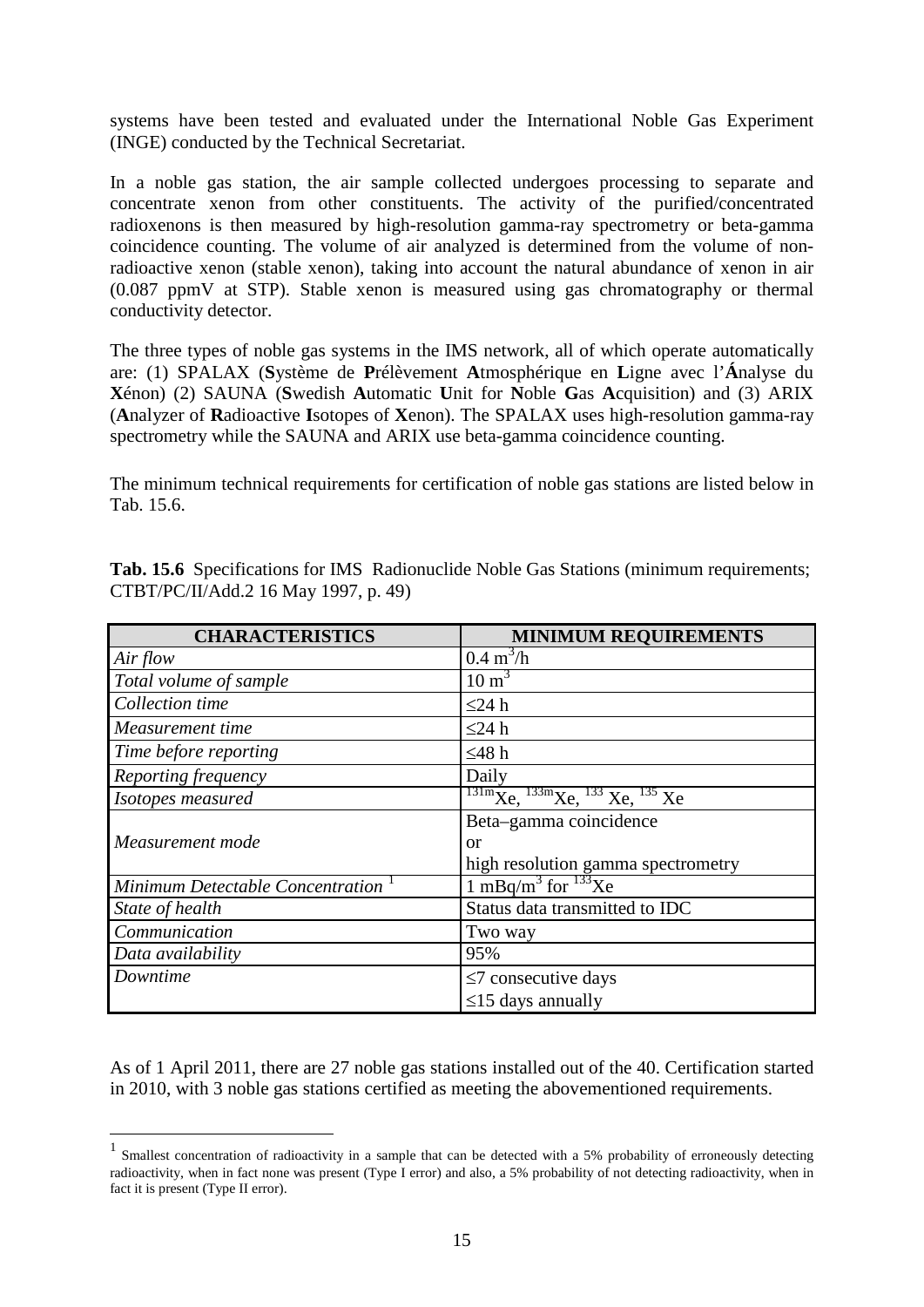systems have been tested and evaluated under the International Noble Gas Experiment (INGE) conducted by the Technical Secretariat.

In a noble gas station, the air sample collected undergoes processing to separate and concentrate xenon from other constituents. The activity of the purified/concentrated radioxenons is then measured by high-resolution gamma-ray spectrometry or beta-gamma coincidence counting. The volume of air analyzed is determined from the volume of non-radioactive xenon (stable xenon), taking into account the natural abundance of xenon in air (0.087 ppmV at STP). Stable xenon is measured using gas chromatography or thermal conductivity detector.

The three types of noble gas systems in the IMS network, all of which operate automatically are: (1) SPALAX (**S**ystème de **P**rélèvement **A**tmosphérique en **L**igne avec l'**Á**nalyse du **X**énon) (2) SAUNA (**S**wedish **A**utomatic **U**nit for **N**oble **G**as **A**cquisition) and (3) ARIX (**A**nalyzer of **R**adioactive **I**sotopes of **X**enon). The SPALAX uses high-resolution gamma-ray spectrometry while the SAUNA and ARIX use beta-gamma coincidence counting.

The minimum technical requirements for certification of noble gas stations are listed below in Tab. 15.6.

**Tab. 15.6** Specifications for IMS Radionuclide Noble Gas Stations (minimum requirements; CTBT/PC/II/Add.2 16 May 1997, p. 49)

| CHARACTERISTICS | MINIMUM REQUIREMENTS |
|---|---|
| *Air flow* | 0.4 $m^3$/h |
| *Total volume of sample* | 10 $m^3$ |
| *Collection time* | ≤24 h |
| *Measurement time* | ≤24 h |
| *Time before reporting* | ≤48 h |
| *Reporting frequency* | Daily |
| *Isotopes measured* | $^{131m}$Xe, $^{133m}$Xe, $^{133}$ Xe, $^{135}$ Xe |
| *Measurement mode* | Beta–gamma coincidence or high resolution gamma spectrometry |
| *Minimum Detectable Concentration* [1] | 1 mBq/$m^3$ for $^{133}$Xe |
| *State of health* | Status data transmitted to IDC |
| *Communication* | Two way |
| *Data availability* | 95% |
| *Downtime* | ≤7 consecutive days ≤15 days annually |

As of 1 April 2011, there are 27 noble gas stations installed out of the 40. Certification started in 2010, with 3 noble gas stations certified as meeting the abovementioned requirements.

[1] Smallest concentration of radioactivity in a sample that can be detected with a 5% probability of erroneously detecting radioactivity, when in fact none was present (Type I error) and also, a 5% probability of not detecting radioactivity, when in fact it is present (Type II error).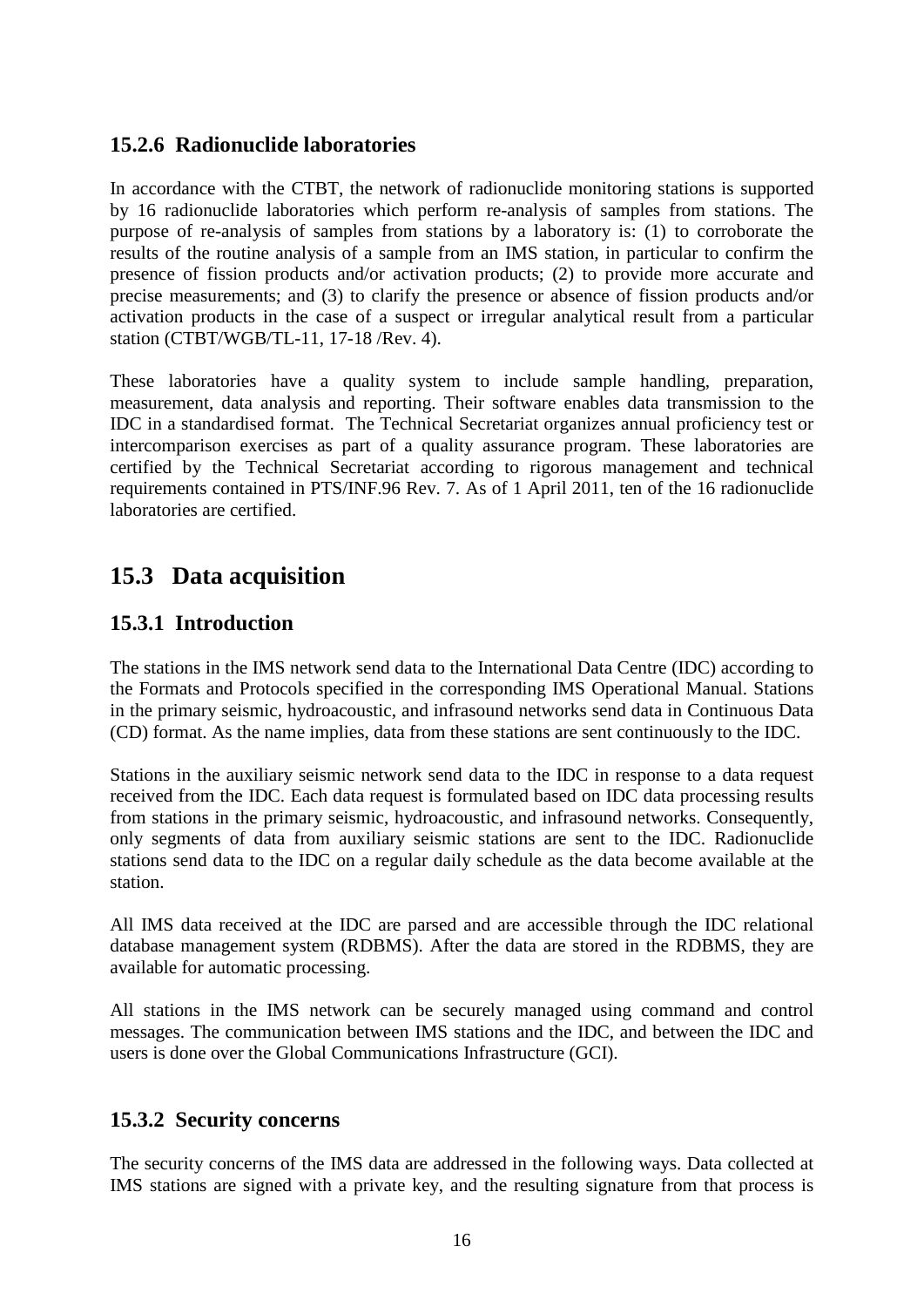### 15.2.6 Radionuclide laboratories

In accordance with the CTBT, the network of radionuclide monitoring stations is supported by 16 radionuclide laboratories which perform re-analysis of samples from stations. The purpose of re-analysis of samples from stations by a laboratory is: (1) to corroborate the results of the routine analysis of a sample from an IMS station, in particular to confirm the presence of fission products and/or activation products; (2) to provide more accurate and precise measurements; and (3) to clarify the presence or absence of fission products and/or activation products in the case of a suspect or irregular analytical result from a particular station (CTBT/WGB/TL-11, 17-18 /Rev. 4).

These laboratories have a quality system to include sample handling, preparation, measurement, data analysis and reporting. Their software enables data transmission to the IDC in a standardised format. The Technical Secretariat organizes annual proficiency test or intercomparison exercises as part of a quality assurance program. These laboratories are certified by the Technical Secretariat according to rigorous management and technical requirements contained in PTS/INF.96 Rev. 7. As of 1 April 2011, ten of the 16 radionuclide laboratories are certified.

## 15.3 Data acquisition

### 15.3.1 Introduction

The stations in the IMS network send data to the International Data Centre (IDC) according to the Formats and Protocols specified in the corresponding IMS Operational Manual. Stations in the primary seismic, hydroacoustic, and infrasound networks send data in Continuous Data (CD) format. As the name implies, data from these stations are sent continuously to the IDC.

Stations in the auxiliary seismic network send data to the IDC in response to a data request received from the IDC. Each data request is formulated based on IDC data processing results from stations in the primary seismic, hydroacoustic, and infrasound networks. Consequently, only segments of data from auxiliary seismic stations are sent to the IDC. Radionuclide stations send data to the IDC on a regular daily schedule as the data become available at the station.

All IMS data received at the IDC are parsed and are accessible through the IDC relational database management system (RDBMS). After the data are stored in the RDBMS, they are available for automatic processing.

All stations in the IMS network can be securely managed using command and control messages. The communication between IMS stations and the IDC, and between the IDC and users is done over the Global Communications Infrastructure (GCI).

### 15.3.2 Security concerns

The security concerns of the IMS data are addressed in the following ways. Data collected at IMS stations are signed with a private key, and the resulting signature from that process is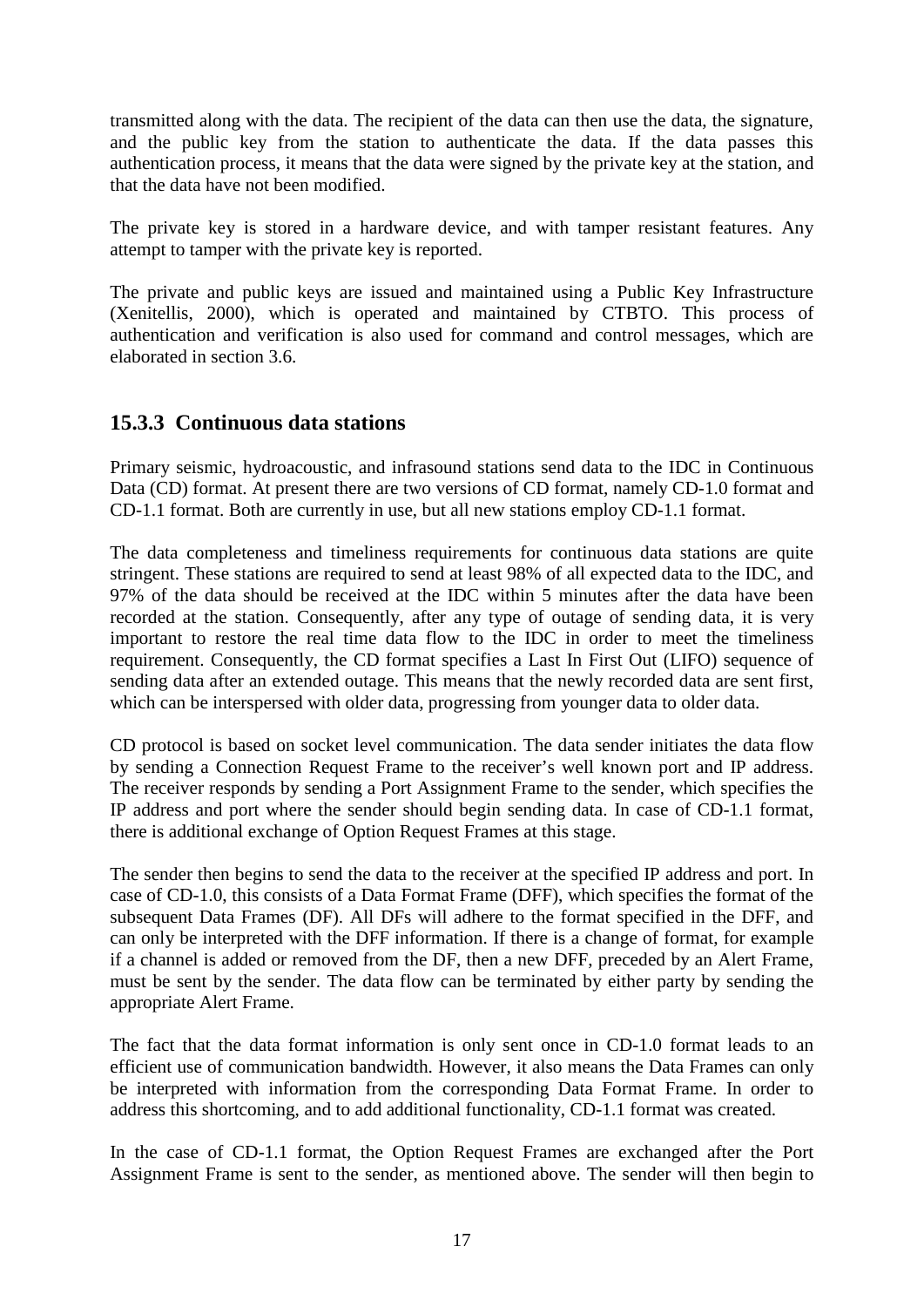transmitted along with the data. The recipient of the data can then use the data, the signature, and the public key from the station to authenticate the data. If the data passes this authentication process, it means that the data were signed by the private key at the station, and that the data have not been modified.

The private key is stored in a hardware device, and with tamper resistant features. Any attempt to tamper with the private key is reported.

The private and public keys are issued and maintained using a Public Key Infrastructure (Xenitellis, 2000), which is operated and maintained by CTBTO. This process of authentication and verification is also used for command and control messages, which are elaborated in section 3.6.

### 15.3.3 Continuous data stations

Primary seismic, hydroacoustic, and infrasound stations send data to the IDC in Continuous Data (CD) format. At present there are two versions of CD format, namely CD-1.0 format and CD-1.1 format. Both are currently in use, but all new stations employ CD-1.1 format.

The data completeness and timeliness requirements for continuous data stations are quite stringent. These stations are required to send at least 98% of all expected data to the IDC, and 97% of the data should be received at the IDC within 5 minutes after the data have been recorded at the station. Consequently, after any type of outage of sending data, it is very important to restore the real time data flow to the IDC in order to meet the timeliness requirement. Consequently, the CD format specifies a Last In First Out (LIFO) sequence of sending data after an extended outage. This means that the newly recorded data are sent first, which can be interspersed with older data, progressing from younger data to older data.

CD protocol is based on socket level communication. The data sender initiates the data flow by sending a Connection Request Frame to the receiver's well known port and IP address. The receiver responds by sending a Port Assignment Frame to the sender, which specifies the IP address and port where the sender should begin sending data. In case of CD-1.1 format, there is additional exchange of Option Request Frames at this stage.

The sender then begins to send the data to the receiver at the specified IP address and port. In case of CD-1.0, this consists of a Data Format Frame (DFF), which specifies the format of the subsequent Data Frames (DF). All DFs will adhere to the format specified in the DFF, and can only be interpreted with the DFF information. If there is a change of format, for example if a channel is added or removed from the DF, then a new DFF, preceded by an Alert Frame, must be sent by the sender. The data flow can be terminated by either party by sending the appropriate Alert Frame.

The fact that the data format information is only sent once in CD-1.0 format leads to an efficient use of communication bandwidth. However, it also means the Data Frames can only be interpreted with information from the corresponding Data Format Frame. In order to address this shortcoming, and to add additional functionality, CD-1.1 format was created.

In the case of CD-1.1 format, the Option Request Frames are exchanged after the Port Assignment Frame is sent to the sender, as mentioned above. The sender will then begin to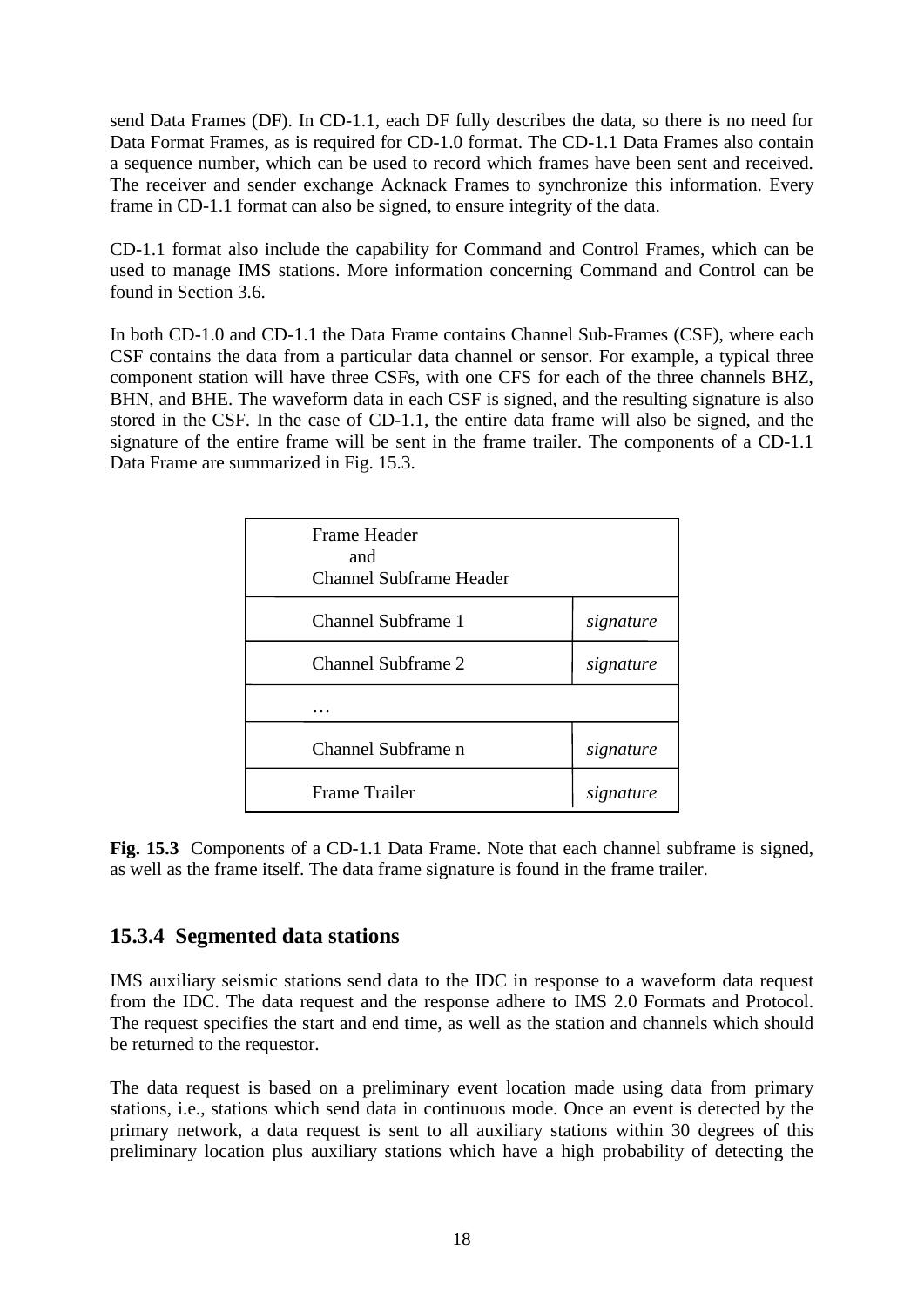send Data Frames (DF). In CD-1.1, each DF fully describes the data, so there is no need for Data Format Frames, as is required for CD-1.0 format. The CD-1.1 Data Frames also contain a sequence number, which can be used to record which frames have been sent and received. The receiver and sender exchange Acknack Frames to synchronize this information. Every frame in CD-1.1 format can also be signed, to ensure integrity of the data.

CD-1.1 format also include the capability for Command and Control Frames, which can be used to manage IMS stations. More information concerning Command and Control can be found in Section 3.6.

In both CD-1.0 and CD-1.1 the Data Frame contains Channel Sub-Frames (CSF), where each CSF contains the data from a particular data channel or sensor. For example, a typical three component station will have three CSFs, with one CFS for each of the three channels BHZ, BHN, and BHE. The waveform data in each CSF is signed, and the resulting signature is also stored in the CSF. In the case of CD-1.1, the entire data frame will also be signed, and the signature of the entire frame will be sent in the frame trailer. The components of a CD-1.1 Data Frame are summarized in Fig. 15.3.

| Frame Header and Channel Subframe Header | |
|---|---|
| Channel Subframe 1 | *signature* |
| Channel Subframe 2 | *signature* |
| … | |
| Channel Subframe n | *signature* |
| Frame Trailer | *signature* |

**Fig. 15.3** Components of a CD-1.1 Data Frame. Note that each channel subframe is signed, as well as the frame itself. The data frame signature is found in the frame trailer.

### 15.3.4 Segmented data stations

IMS auxiliary seismic stations send data to the IDC in response to a waveform data request from the IDC. The data request and the response adhere to IMS 2.0 Formats and Protocol. The request specifies the start and end time, as well as the station and channels which should be returned to the requestor.

The data request is based on a preliminary event location made using data from primary stations, i.e., stations which send data in continuous mode. Once an event is detected by the primary network, a data request is sent to all auxiliary stations within 30 degrees of this preliminary location plus auxiliary stations which have a high probability of detecting the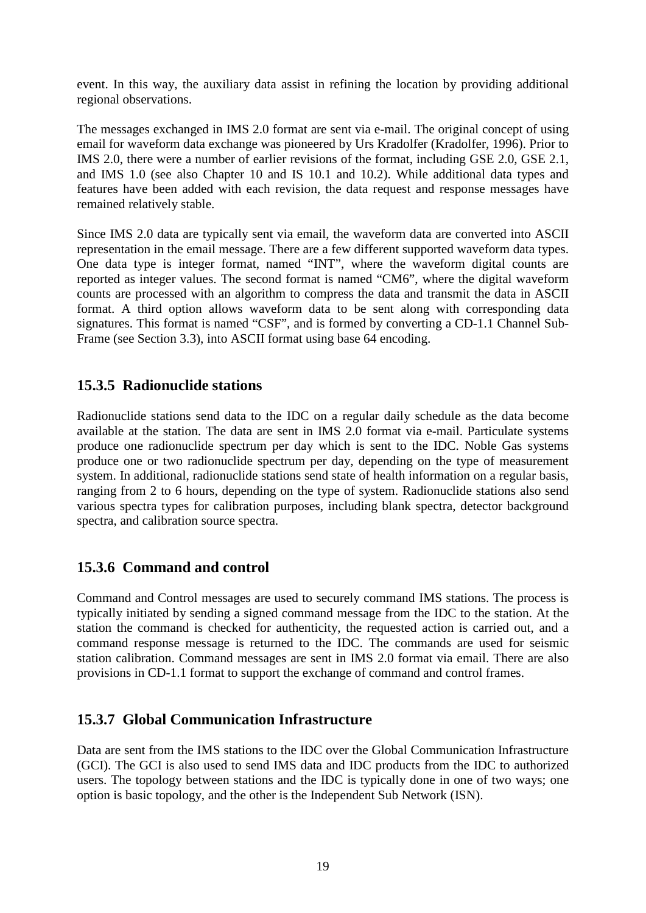event. In this way, the auxiliary data assist in refining the location by providing additional regional observations.

The messages exchanged in IMS 2.0 format are sent via e-mail. The original concept of using email for waveform data exchange was pioneered by Urs Kradolfer (Kradolfer, 1996). Prior to IMS 2.0, there were a number of earlier revisions of the format, including GSE 2.0, GSE 2.1, and IMS 1.0 (see also Chapter 10 and IS 10.1 and 10.2). While additional data types and features have been added with each revision, the data request and response messages have remained relatively stable.

Since IMS 2.0 data are typically sent via email, the waveform data are converted into ASCII representation in the email message. There are a few different supported waveform data types. One data type is integer format, named "INT", where the waveform digital counts are reported as integer values. The second format is named "CM6", where the digital waveform counts are processed with an algorithm to compress the data and transmit the data in ASCII format. A third option allows waveform data to be sent along with corresponding data signatures. This format is named "CSF", and is formed by converting a CD-1.1 Channel Sub-Frame (see Section 3.3), into ASCII format using base 64 encoding.

### 15.3.5 Radionuclide stations

Radionuclide stations send data to the IDC on a regular daily schedule as the data become available at the station. The data are sent in IMS 2.0 format via e-mail. Particulate systems produce one radionuclide spectrum per day which is sent to the IDC. Noble Gas systems produce one or two radionuclide spectrum per day, depending on the type of measurement system. In additional, radionuclide stations send state of health information on a regular basis, ranging from 2 to 6 hours, depending on the type of system. Radionuclide stations also send various spectra types for calibration purposes, including blank spectra, detector background spectra, and calibration source spectra.

### 15.3.6 Command and control

Command and Control messages are used to securely command IMS stations. The process is typically initiated by sending a signed command message from the IDC to the station. At the station the command is checked for authenticity, the requested action is carried out, and a command response message is returned to the IDC. The commands are used for seismic station calibration. Command messages are sent in IMS 2.0 format via email. There are also provisions in CD-1.1 format to support the exchange of command and control frames.

### 15.3.7 Global Communication Infrastructure

Data are sent from the IMS stations to the IDC over the Global Communication Infrastructure (GCI). The GCI is also used to send IMS data and IDC products from the IDC to authorized users. The topology between stations and the IDC is typically done in one of two ways; one option is basic topology, and the other is the Independent Sub Network (ISN).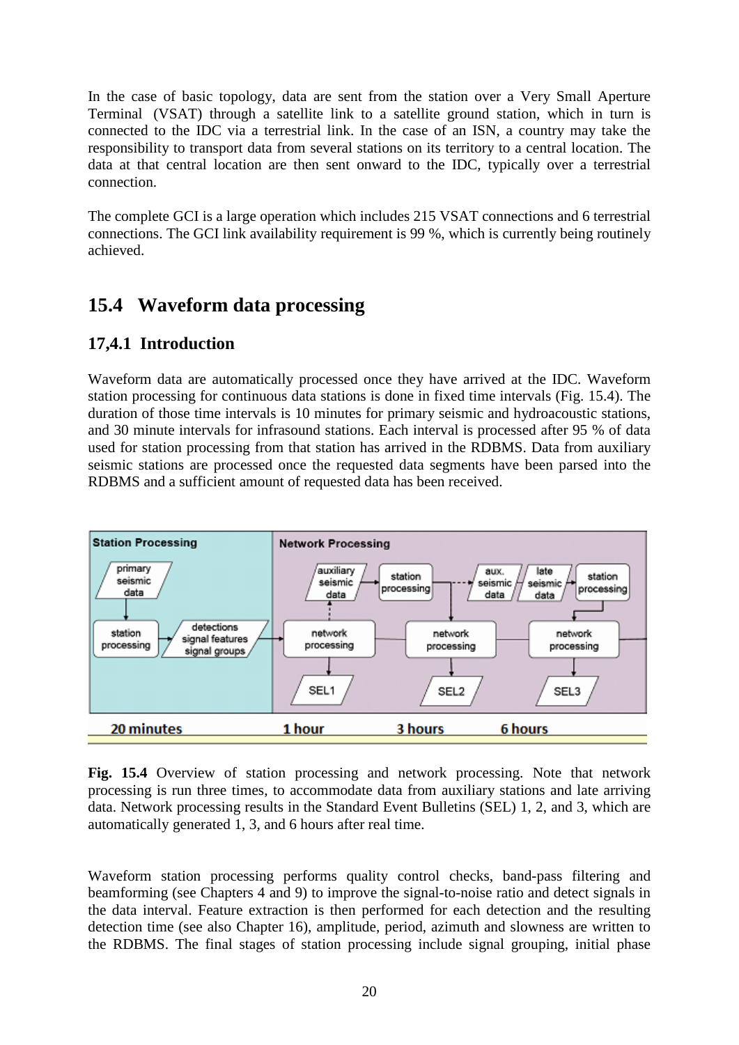In the case of basic topology, data are sent from the station over a Very Small Aperture Terminal (VSAT) through a satellite link to a satellite ground station, which in turn is connected to the IDC via a terrestrial link. In the case of an ISN, a country may take the responsibility to transport data from several stations on its territory to a central location. The data at that central location are then sent onward to the IDC, typically over a terrestrial connection.

The complete GCI is a large operation which includes 215 VSAT connections and 6 terrestrial connections. The GCI link availability requirement is 99 %, which is currently being routinely achieved.

## 15.4 Waveform data processing

### 17,4.1 Introduction

Waveform data are automatically processed once they have arrived at the IDC. Waveform station processing for continuous data stations is done in fixed time intervals (Fig. 15.4). The duration of those time intervals is 10 minutes for primary seismic and hydroacoustic stations, and 30 minute intervals for infrasound stations. Each interval is processed after 95 % of data used for station processing from that station has arrived in the RDBMS. Data from auxiliary seismic stations are processed once the requested data segments have been parsed into the RDBMS and a sufficient amount of requested data has been received.

**Fig. 15.4** Overview of station processing and network processing. Note that network processing is run three times, to accommodate data from auxiliary stations and late arriving data. Network processing results in the Standard Event Bulletins (SEL) 1, 2, and 3, which are automatically generated 1, 3, and 6 hours after real time.

Waveform station processing performs quality control checks, band-pass filtering and beamforming (see Chapters 4 and 9) to improve the signal-to-noise ratio and detect signals in the data interval. Feature extraction is then performed for each detection and the resulting detection time (see also Chapter 16), amplitude, period, azimuth and slowness are written to the RDBMS. The final stages of station processing include signal grouping, initial phase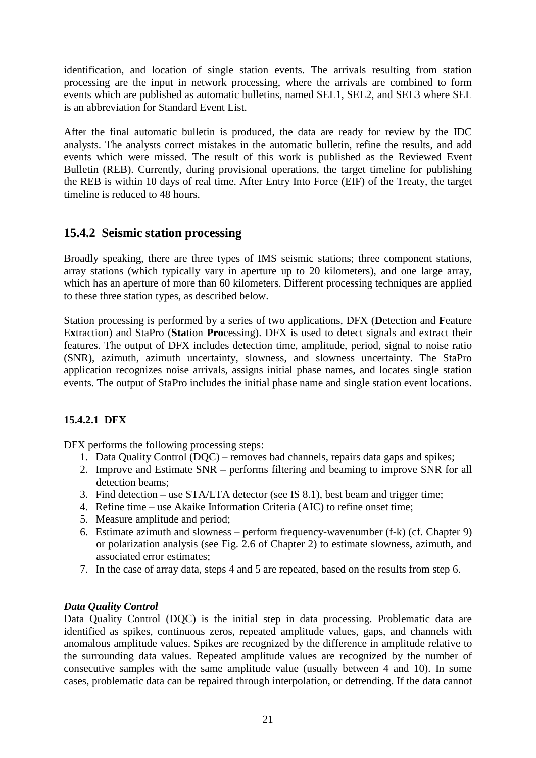identification, and location of single station events. The arrivals resulting from station processing are the input in network processing, where the arrivals are combined to form events which are published as automatic bulletins, named SEL1, SEL2, and SEL3 where SEL is an abbreviation for Standard Event List.

After the final automatic bulletin is produced, the data are ready for review by the IDC analysts. The analysts correct mistakes in the automatic bulletin, refine the results, and add events which were missed. The result of this work is published as the Reviewed Event Bulletin (REB). Currently, during provisional operations, the target timeline for publishing the REB is within 10 days of real time. After Entry Into Force (EIF) of the Treaty, the target timeline is reduced to 48 hours.

## 15.4.2 Seismic station processing

Broadly speaking, there are three types of IMS seismic stations; three component stations, array stations (which typically vary in aperture up to 20 kilometers), and one large array, which has an aperture of more than 60 kilometers. Different processing techniques are applied to these three station types, as described below.

Station processing is performed by a series of two applications, DFX (**D**etection and **F**eature E**x**traction) and StaPro (**Sta**tion **Pro**cessing). DFX is used to detect signals and extract their features. The output of DFX includes detection time, amplitude, period, signal to noise ratio (SNR), azimuth, azimuth uncertainty, slowness, and slowness uncertainty. The StaPro application recognizes noise arrivals, assigns initial phase names, and locates single station events. The output of StaPro includes the initial phase name and single station event locations.

#### 15.4.2.1 DFX

DFX performs the following processing steps:

1. Data Quality Control (DQC) – removes bad channels, repairs data gaps and spikes;
2. Improve and Estimate SNR – performs filtering and beaming to improve SNR for all detection beams;
3. Find detection – use STA/LTA detector (see IS 8.1), best beam and trigger time;
4. Refine time – use Akaike Information Criteria (AIC) to refine onset time;
5. Measure amplitude and period;
6. Estimate azimuth and slowness – perform frequency-wavenumber (f-k) (cf. Chapter 9) or polarization analysis (see Fig. 2.6 of Chapter 2) to estimate slowness, azimuth, and associated error estimates;
7. In the case of array data, steps 4 and 5 are repeated, based on the results from step 6.

***Data Quality Control***

Data Quality Control (DQC) is the initial step in data processing. Problematic data are identified as spikes, continuous zeros, repeated amplitude values, gaps, and channels with anomalous amplitude values. Spikes are recognized by the difference in amplitude relative to the surrounding data values. Repeated amplitude values are recognized by the number of consecutive samples with the same amplitude value (usually between 4 and 10). In some cases, problematic data can be repaired through interpolation, or detrending. If the data cannot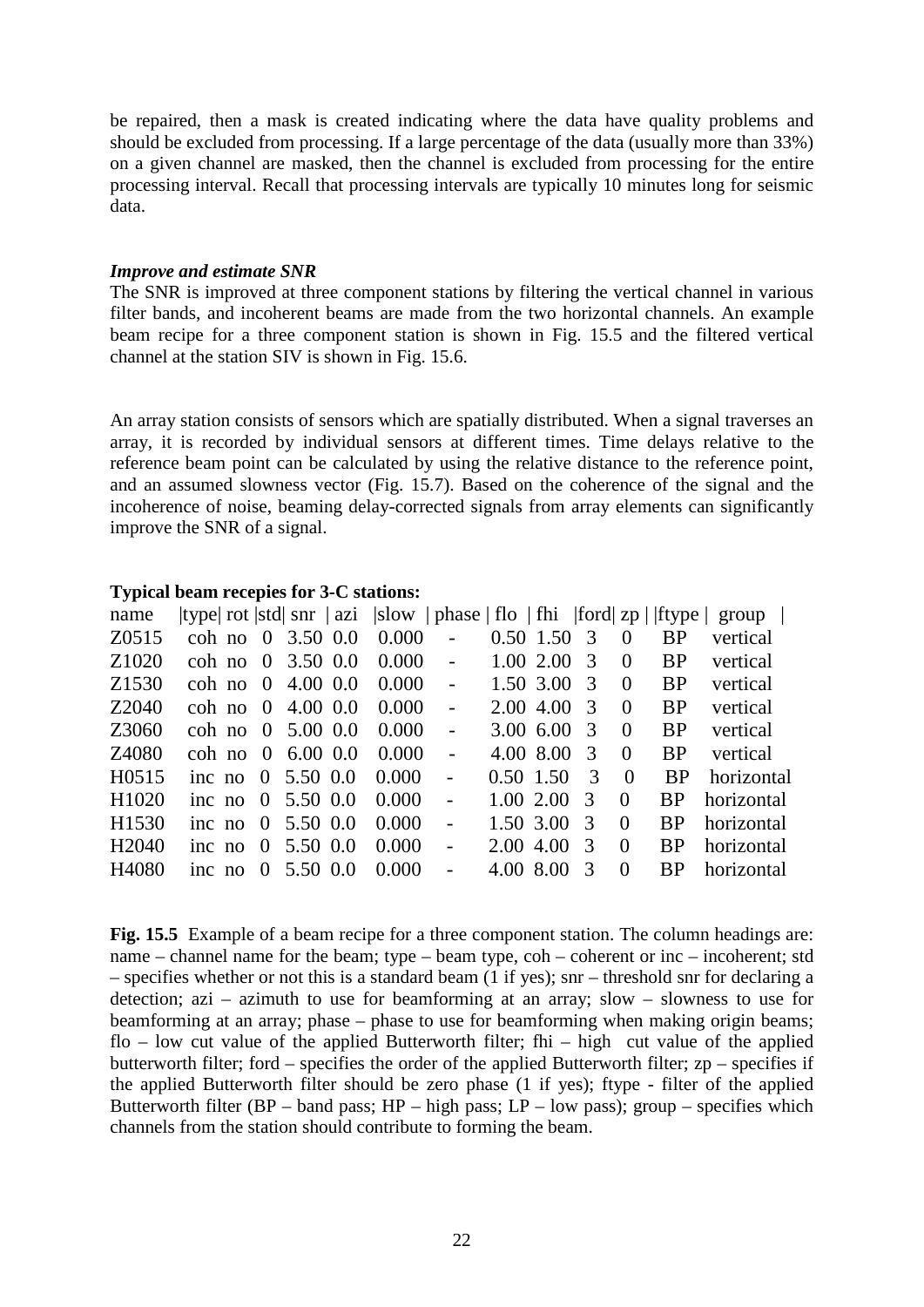be repaired, then a mask is created indicating where the data have quality problems and should be excluded from processing. If a large percentage of the data (usually more than 33%) on a given channel are masked, then the channel is excluded from processing for the entire processing interval. Recall that processing intervals are typically 10 minutes long for seismic data.

***Improve and estimate SNR***

The SNR is improved at three component stations by filtering the vertical channel in various filter bands, and incoherent beams are made from the two horizontal channels. An example beam recipe for a three component station is shown in Fig. 15.5 and the filtered vertical channel at the station SIV is shown in Fig. 15.6.

An array station consists of sensors which are spatially distributed. When a signal traverses an array, it is recorded by individual sensors at different times. Time delays relative to the reference beam point can be calculated by using the relative distance to the reference point, and an assumed slowness vector (Fig. 15.7). Based on the coherence of the signal and the incoherence of noise, beaming delay-corrected signals from array elements can significantly improve the SNR of a signal.

**Typical beam recepies for 3-C stations:**

| name | type | rot | std | snr | azi | slow | phase | flo | fhi | ford | zp | ftype | group |
|---|---|---|---|---|---|---|---|---|---|---|---|---|---|
| Z0515 | coh | no | 0 | 3.50 | 0.0 | 0.000 | - | 0.50 | 1.50 | 3 | 0 | BP | vertical |
| Z1020 | coh | no | 0 | 3.50 | 0.0 | 0.000 | - | 1.00 | 2.00 | 3 | 0 | BP | vertical |
| Z1530 | coh | no | 0 | 4.00 | 0.0 | 0.000 | - | 1.50 | 3.00 | 3 | 0 | BP | vertical |
| Z2040 | coh | no | 0 | 4.00 | 0.0 | 0.000 | - | 2.00 | 4.00 | 3 | 0 | BP | vertical |
| Z3060 | coh | no | 0 | 5.00 | 0.0 | 0.000 | - | 3.00 | 6.00 | 3 | 0 | BP | vertical |
| Z4080 | coh | no | 0 | 6.00 | 0.0 | 0.000 | - | 4.00 | 8.00 | 3 | 0 | BP | vertical |
| H0515 | inc | no | 0 | 5.50 | 0.0 | 0.000 | - | 0.50 | 1.50 | 3 | 0 | BP | horizontal |
| H1020 | inc | no | 0 | 5.50 | 0.0 | 0.000 | - | 1.00 | 2.00 | 3 | 0 | BP | horizontal |
| H1530 | inc | no | 0 | 5.50 | 0.0 | 0.000 | - | 1.50 | 3.00 | 3 | 0 | BP | horizontal |
| H2040 | inc | no | 0 | 5.50 | 0.0 | 0.000 | - | 2.00 | 4.00 | 3 | 0 | BP | horizontal |
| H4080 | inc | no | 0 | 5.50 | 0.0 | 0.000 | - | 4.00 | 8.00 | 3 | 0 | BP | horizontal |

**Fig. 15.5** Example of a beam recipe for a three component station. The column headings are: name – channel name for the beam; type – beam type, coh – coherent or inc – incoherent; std – specifies whether or not this is a standard beam (1 if yes); snr – threshold snr for declaring a detection; azi – azimuth to use for beamforming at an array; slow – slowness to use for beamforming at an array; phase – phase to use for beamforming when making origin beams; flo – low cut value of the applied Butterworth filter; fhi – high cut value of the applied butterworth filter; ford – specifies the order of the applied Butterworth filter; zp – specifies if the applied Butterworth filter should be zero phase (1 if yes); ftype - filter of the applied Butterworth filter (BP – band pass; HP – high pass; LP – low pass); group – specifies which channels from the station should contribute to forming the beam.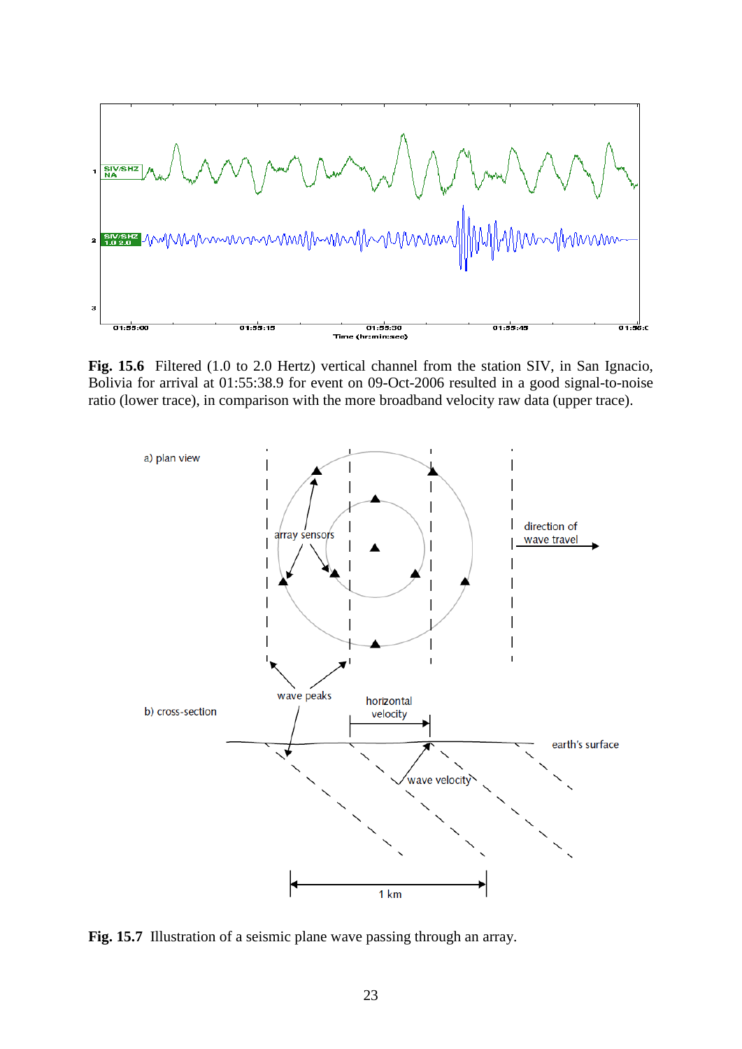**Fig. 15.6** Filtered (1.0 to 2.0 Hertz) vertical channel from the station SIV, in San Ignacio, Bolivia for arrival at 01:55:38.9 for event on 09-Oct-2006 resulted in a good signal-to-noise ratio (lower trace), in comparison with the more broadband velocity raw data (upper trace).

**Fig. 15.7** Illustration of a seismic plane wave passing through an array.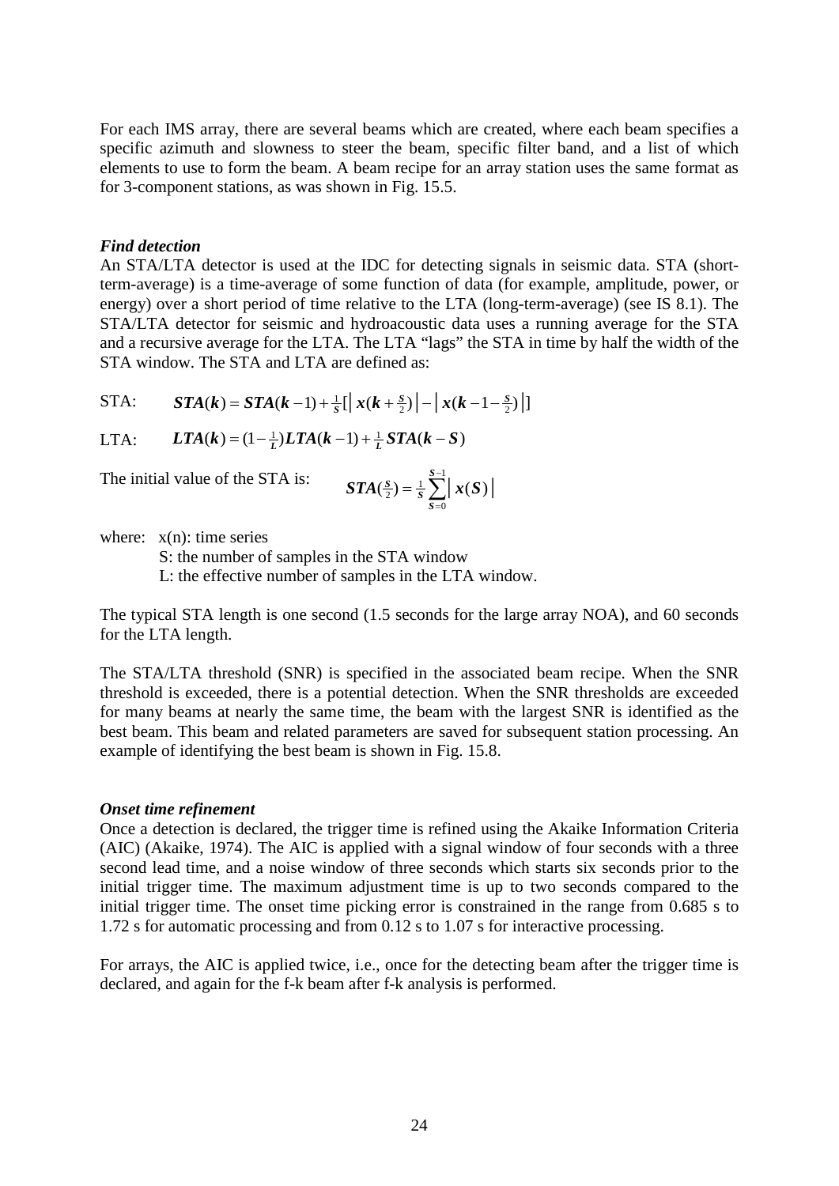For each IMS array, there are several beams which are created, where each beam specifies a specific azimuth and slowness to steer the beam, specific filter band, and a list of which elements to use to form the beam. A beam recipe for an array station uses the same format as for 3-component stations, as was shown in Fig. 15.5.

***Find detection***

An STA/LTA detector is used at the IDC for detecting signals in seismic data. STA (short-term-average) is a time-average of some function of data (for example, amplitude, power, or energy) over a short period of time relative to the LTA (long-term-average) (see IS 8.1). The STA/LTA detector for seismic and hydroacoustic data uses a running average for the STA and a recursive average for the LTA. The LTA "lags" the STA in time by half the width of the STA window. The STA and LTA are defined as:

STA: $$\boldsymbol{STA}(\boldsymbol{k}) = \boldsymbol{STA}(\boldsymbol{k}-1) + \tfrac{1}{S}\left[\left|\,\boldsymbol{x}(\boldsymbol{k}+\tfrac{S}{2})\right| - \left|\,\boldsymbol{x}(\boldsymbol{k}-1-\tfrac{S}{2})\right|\right]$$

LTA: $$\boldsymbol{LTA}(\boldsymbol{k}) = (1-\tfrac{1}{L})\boldsymbol{LTA}(\boldsymbol{k}-1) + \tfrac{1}{L}\boldsymbol{STA}(\boldsymbol{k}-\boldsymbol{S})$$

The initial value of the STA is: $$\boldsymbol{STA}(\tfrac{S}{2}) = \tfrac{1}{S}\sum_{\boldsymbol{S}=0}^{\boldsymbol{S}-1}\left|\,\boldsymbol{x}(\boldsymbol{S})\right|$$

where: x(n): time series
S: the number of samples in the STA window
L: the effective number of samples in the LTA window.

The typical STA length is one second (1.5 seconds for the large array NOA), and 60 seconds for the LTA length.

The STA/LTA threshold (SNR) is specified in the associated beam recipe. When the SNR threshold is exceeded, there is a potential detection. When the SNR thresholds are exceeded for many beams at nearly the same time, the beam with the largest SNR is identified as the best beam. This beam and related parameters are saved for subsequent station processing. An example of identifying the best beam is shown in Fig. 15.8.

***Onset time refinement***

Once a detection is declared, the trigger time is refined using the Akaike Information Criteria (AIC) (Akaike, 1974). The AIC is applied with a signal window of four seconds with a three second lead time, and a noise window of three seconds which starts six seconds prior to the initial trigger time. The maximum adjustment time is up to two seconds compared to the initial trigger time. The onset time picking error is constrained in the range from 0.685 s to 1.72 s for automatic processing and from 0.12 s to 1.07 s for interactive processing.

For arrays, the AIC is applied twice, i.e., once for the detecting beam after the trigger time is declared, and again for the f-k beam after f-k analysis is performed.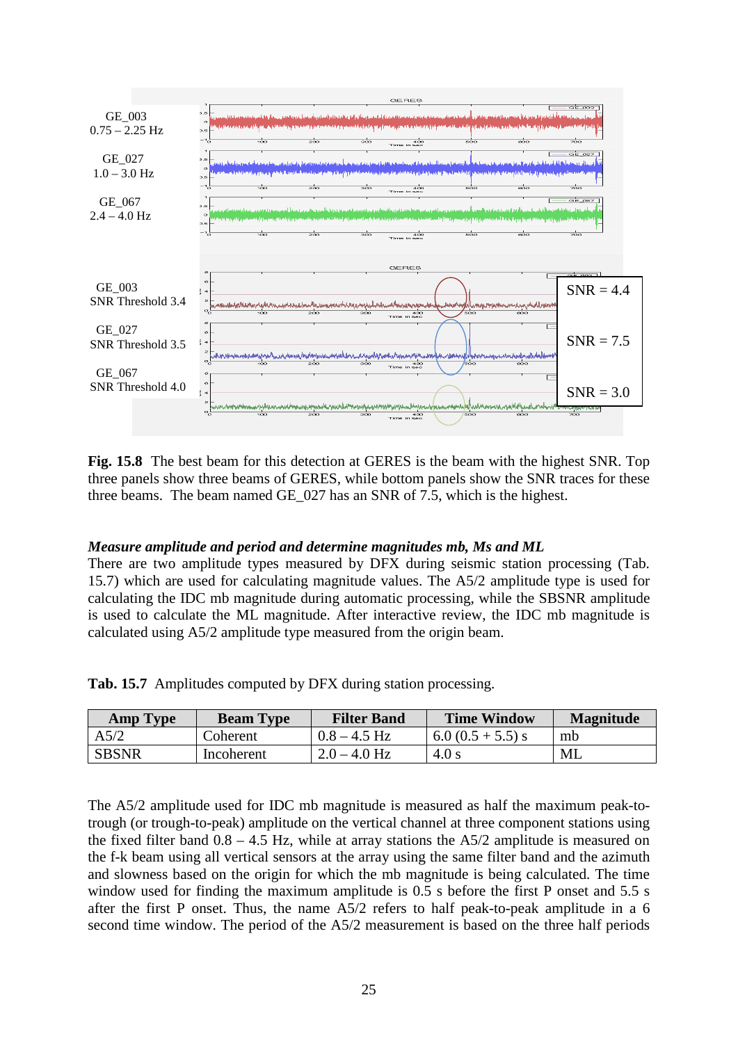**Fig. 15.8** The best beam for this detection at GERES is the beam with the highest SNR. Top three panels show three beams of GERES, while bottom panels show the SNR traces for these three beams. The beam named GE_027 has an SNR of 7.5, which is the highest.

***Measure amplitude and period and determine magnitudes mb, Ms and ML***

There are two amplitude types measured by DFX during seismic station processing (Tab. 15.7) which are used for calculating magnitude values. The A5/2 amplitude type is used for calculating the IDC mb magnitude during automatic processing, while the SBSNR amplitude is used to calculate the ML magnitude. After interactive review, the IDC mb magnitude is calculated using A5/2 amplitude type measured from the origin beam.

**Tab. 15.7** Amplitudes computed by DFX during station processing.

| Amp Type | Beam Type | Filter Band | Time Window | Magnitude |
|---|---|---|---|---|
| A5/2 | Coherent | 0.8 – 4.5 Hz | 6.0 (0.5 + 5.5) s | mb |
| SBSNR | Incoherent | 2.0 – 4.0 Hz | 4.0 s | ML |

The A5/2 amplitude used for IDC mb magnitude is measured as half the maximum peak-to-trough (or trough-to-peak) amplitude on the vertical channel at three component stations using the fixed filter band 0.8 – 4.5 Hz, while at array stations the A5/2 amplitude is measured on the f-k beam using all vertical sensors at the array using the same filter band and the azimuth and slowness based on the origin for which the mb magnitude is being calculated. The time window used for finding the maximum amplitude is 0.5 s before the first P onset and 5.5 s after the first P onset. Thus, the name A5/2 refers to half peak-to-peak amplitude in a 6 second time window. The period of the A5/2 measurement is based on the three half periods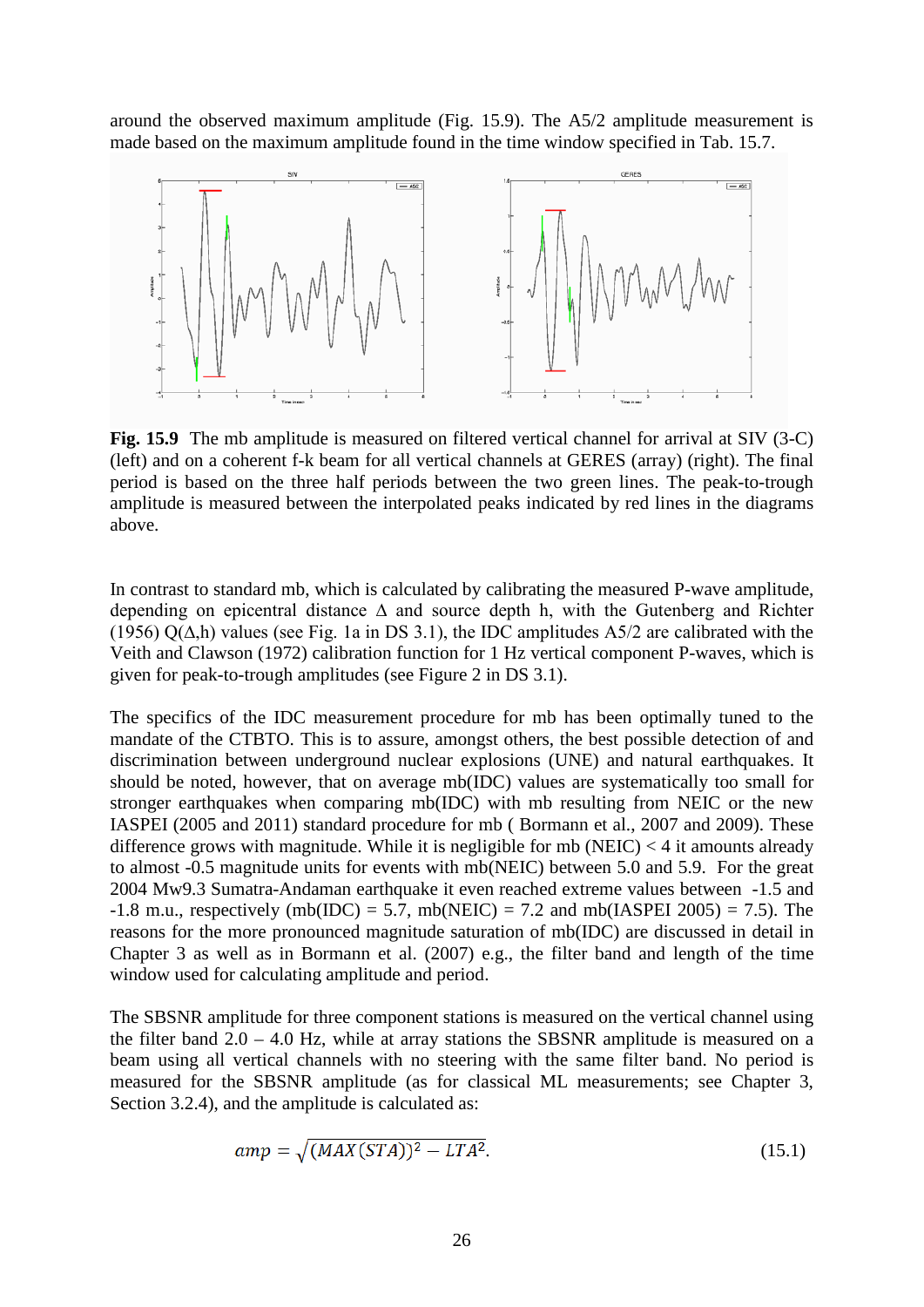around the observed maximum amplitude (Fig. 15.9). The A5/2 amplitude measurement is made based on the maximum amplitude found in the time window specified in Tab. 15.7.

**Fig. 15.9** The mb amplitude is measured on filtered vertical channel for arrival at SIV (3-C) (left) and on a coherent f-k beam for all vertical channels at GERES (array) (right). The final period is based on the three half periods between the two green lines. The peak-to-trough amplitude is measured between the interpolated peaks indicated by red lines in the diagrams above.

In contrast to standard mb, which is calculated by calibrating the measured P-wave amplitude, depending on epicentral distance Δ and source depth h, with the Gutenberg and Richter (1956) Q(Δ,h) values (see Fig. 1a in DS 3.1), the IDC amplitudes A5/2 are calibrated with the Veith and Clawson (1972) calibration function for 1 Hz vertical component P-waves, which is given for peak-to-trough amplitudes (see Figure 2 in DS 3.1).

The specifics of the IDC measurement procedure for mb has been optimally tuned to the mandate of the CTBTO. This is to assure, amongst others, the best possible detection of and discrimination between underground nuclear explosions (UNE) and natural earthquakes. It should be noted, however, that on average mb(IDC) values are systematically too small for stronger earthquakes when comparing mb(IDC) with mb resulting from NEIC or the new IASPEI (2005 and 2011) standard procedure for mb ( Bormann et al., 2007 and 2009). These difference grows with magnitude. While it is negligible for mb (NEIC) < 4 it amounts already to almost -0.5 magnitude units for events with mb(NEIC) between 5.0 and 5.9. For the great 2004 Mw9.3 Sumatra-Andaman earthquake it even reached extreme values between -1.5 and -1.8 m.u., respectively (mb(IDC) = 5.7, mb(NEIC) = 7.2 and mb(IASPEI 2005) = 7.5). The reasons for the more pronounced magnitude saturation of mb(IDC) are discussed in detail in Chapter 3 as well as in Bormann et al. (2007) e.g., the filter band and length of the time window used for calculating amplitude and period.

The SBSNR amplitude for three component stations is measured on the vertical channel using the filter band 2.0 – 4.0 Hz, while at array stations the SBSNR amplitude is measured on a beam using all vertical channels with no steering with the same filter band. No period is measured for the SBSNR amplitude (as for classical ML measurements; see Chapter 3, Section 3.2.4), and the amplitude is calculated as:

$$amp = \sqrt{(MAX(STA))^2 - LTA^2}. \tag{15.1}$$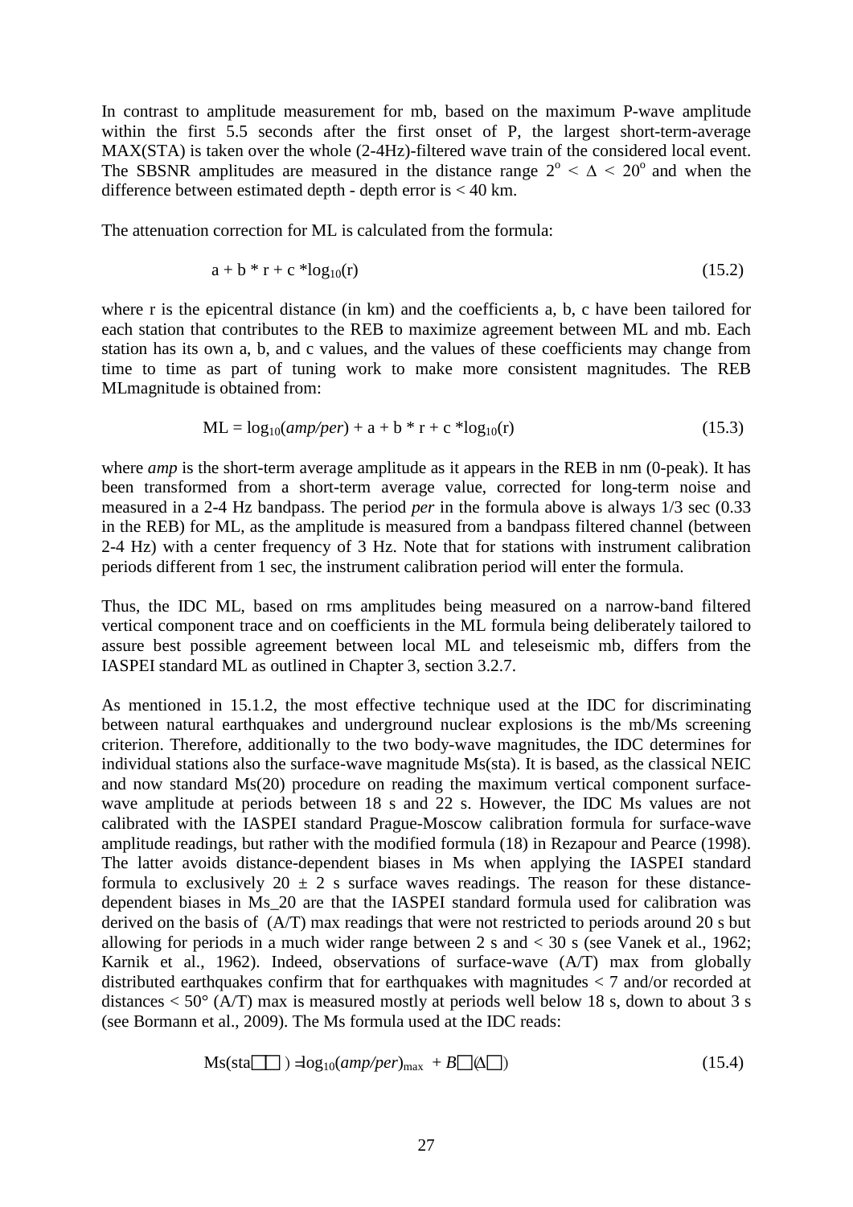In contrast to amplitude measurement for mb, based on the maximum P-wave amplitude within the first 5.5 seconds after the first onset of P, the largest short-term-average MAX(STA) is taken over the whole (2-4Hz)-filtered wave train of the considered local event. The SBSNR amplitudes are measured in the distance range $2^o < \Delta < 20^o$ and when the difference between estimated depth - depth error is < 40 km.

The attenuation correction for ML is calculated from the formula:

$$a + b * r + c * \log_{10}(r) \tag{15.2}$$

where r is the epicentral distance (in km) and the coefficients a, b, c have been tailored for each station that contributes to the REB to maximize agreement between ML and mb. Each station has its own a, b, and c values, and the values of these coefficients may change from time to time as part of tuning work to make more consistent magnitudes. The REB MLmagnitude is obtained from:

$$ML = \log_{10}(amp/per) + a + b * r + c * \log_{10}(r) \tag{15.3}$$

where *amp* is the short-term average amplitude as it appears in the REB in nm (0-peak). It has been transformed from a short-term average value, corrected for long-term noise and measured in a 2-4 Hz bandpass. The period *per* in the formula above is always 1/3 sec (0.33 in the REB) for ML, as the amplitude is measured from a bandpass filtered channel (between 2-4 Hz) with a center frequency of 3 Hz. Note that for stations with instrument calibration periods different from 1 sec, the instrument calibration period will enter the formula.

Thus, the IDC ML, based on rms amplitudes being measured on a narrow-band filtered vertical component trace and on coefficients in the ML formula being deliberately tailored to assure best possible agreement between local ML and teleseismic mb, differs from the IASPEI standard ML as outlined in Chapter 3, section 3.2.7.

As mentioned in 15.1.2, the most effective technique used at the IDC for discriminating between natural earthquakes and underground nuclear explosions is the mb/Ms screening criterion. Therefore, additionally to the two body-wave magnitudes, the IDC determines for individual stations also the surface-wave magnitude Ms(sta). It is based, as the classical NEIC and now standard Ms(20) procedure on reading the maximum vertical component surface-wave amplitude at periods between 18 s and 22 s. However, the IDC Ms values are not calibrated with the IASPEI standard Prague-Moscow calibration formula for surface-wave amplitude readings, but rather with the modified formula (18) in Rezapour and Pearce (1998). The latter avoids distance-dependent biases in Ms when applying the IASPEI standard formula to exclusively $20 \pm 2$ s surface waves readings. The reason for these distance-dependent biases in Ms_20 are that the IASPEI standard formula used for calibration was derived on the basis of (A/T) max readings that were not restricted to periods around 20 s but allowing for periods in a much wider range between 2 s and < 30 s (see Vanek et al., 1962; Karnik et al., 1962). Indeed, observations of surface-wave (A/T) max from globally distributed earthquakes confirm that for earthquakes with magnitudes < 7 and/or recorded at distances < 50° (A/T) max is measured mostly at periods well below 18 s, down to about 3 s (see Bormann et al., 2009). The Ms formula used at the IDC reads:

$$Ms(sta) = \log_{10}(amp/per)_{max} + B(\Delta) \tag{15.4}$$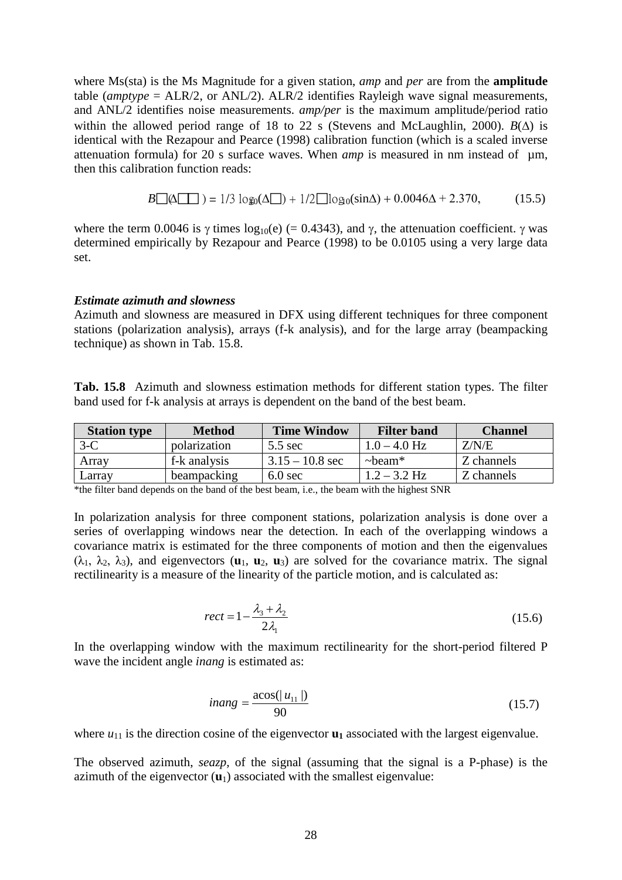where Ms(sta) is the Ms Magnitude for a given station, *amp* and *per* are from the **amplitude** table (*amptype* = ALR/2, or ANL/2). ALR/2 identifies Rayleigh wave signal measurements, and ANL/2 identifies noise measurements. *amp/per* is the maximum amplitude/period ratio within the allowed period range of 18 to 22 s (Stevens and McLaughlin, 2000). $B(\Delta)$ is identical with the Rezapour and Pearce (1998) calibration function (which is a scaled inverse attenuation formula) for 20 s surface waves. When *amp* is measured in nm instead of µm, then this calibration function reads:

$$B(\Delta) = 1/3 \log_{10}(\Delta) + 1/2 \log_{10}(\sin\Delta) + 0.0046\Delta + 2.370, \qquad (15.5)$$

where the term 0.0046 is $\gamma$ times $\log_{10}(e)$ (= 0.4343), and $\gamma$, the attenuation coefficient. $\gamma$ was determined empirically by Rezapour and Pearce (1998) to be 0.0105 using a very large data set.

***Estimate azimuth and slowness***

Azimuth and slowness are measured in DFX using different techniques for three component stations (polarization analysis), arrays (f-k analysis), and for the large array (beampacking technique) as shown in Tab. 15.8.

**Tab. 15.8** Azimuth and slowness estimation methods for different station types. The filter band used for f-k analysis at arrays is dependent on the band of the best beam.

| Station type | Method | Time Window | Filter band | Channel |
|---|---|---|---|---|
| 3-C | polarization | 5.5 sec | 1.0 – 4.0 Hz | Z/N/E |
| Array | f-k analysis | 3.15 – 10.8 sec | ~beam* | Z channels |
| Larray | beampacking | 6.0 sec | 1.2 – 3.2 Hz | Z channels |

*the filter band depends on the band of the best beam, i.e., the beam with the highest SNR

In polarization analysis for three component stations, polarization analysis is done over a series of overlapping windows near the detection. In each of the overlapping windows a covariance matrix is estimated for the three components of motion and then the eigenvalues ($\lambda_1$, $\lambda_2$, $\lambda_3$), and eigenvectors ($\mathbf{u}_1$, $\mathbf{u}_2$, $\mathbf{u}_3$) are solved for the covariance matrix. The signal rectilinearity is a measure of the linearity of the particle motion, and is calculated as:

$$rect = 1 - \frac{\lambda_3 + \lambda_2}{2\lambda_1} \qquad (15.6)$$

In the overlapping window with the maximum rectilinearity for the short-period filtered P wave the incident angle *inang* is estimated as:

$$inang = \frac{\mathrm{acos}(|u_{11}|)}{90} \qquad (15.7)$$

where $u_{11}$ is the direction cosine of the eigenvector $\mathbf{u_1}$ associated with the largest eigenvalue.

The observed azimuth, *seazp*, of the signal (assuming that the signal is a P-phase) is the azimuth of the eigenvector ($\mathbf{u}_1$) associated with the smallest eigenvalue: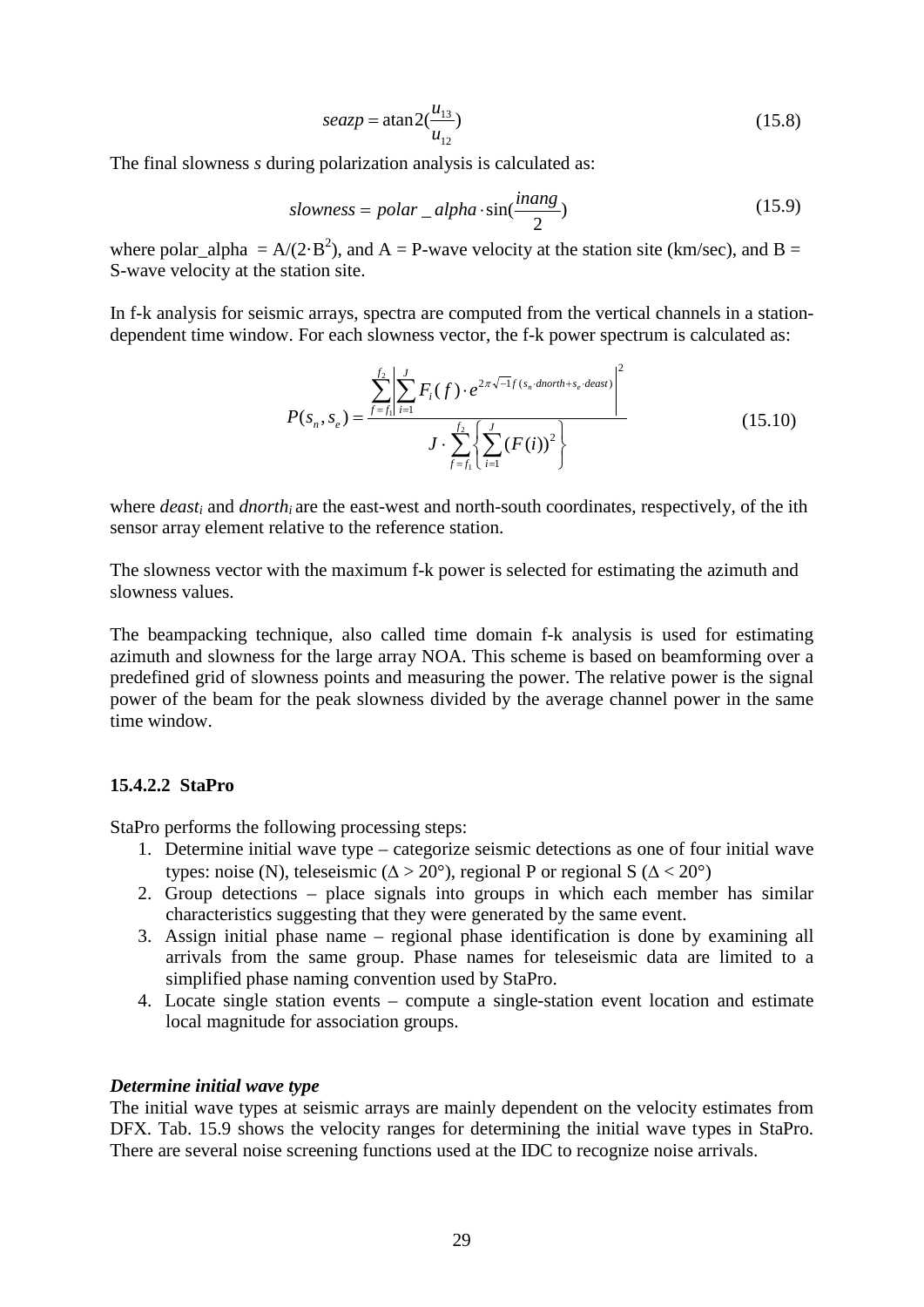$$seazp = \operatorname{atan2}\left(\frac{u_{13}}{u_{12}}\right) \tag{15.8}$$

The final slowness *s* during polarization analysis is calculated as:

$$slowness = polar\_alpha \cdot \sin\left(\frac{inang}{2}\right) \tag{15.9}$$

where polar_alpha $= A/(2 \cdot B^2)$, and A = P-wave velocity at the station site (km/sec), and B = S-wave velocity at the station site.

In f-k analysis for seismic arrays, spectra are computed from the vertical channels in a station-dependent time window. For each slowness vector, the f-k power spectrum is calculated as:

$$P(s_n, s_e) = \frac{\sum_{f=f_1}^{f_2} \left| \sum_{i=1}^{J} F_i(f) \cdot e^{2\pi\sqrt{-1} f (s_n \cdot dnorth + s_e \cdot deast)} \right|^2}{J \cdot \sum_{f=f_1}^{f_2} \left\{ \sum_{i=1}^{J} (F(i))^2 \right\}} \tag{15.10}$$

where $deast_i$ and $dnorth_i$ are the east-west and north-south coordinates, respectively, of the ith sensor array element relative to the reference station.

The slowness vector with the maximum f-k power is selected for estimating the azimuth and slowness values.

The beampacking technique, also called time domain f-k analysis is used for estimating azimuth and slowness for the large array NOA. This scheme is based on beamforming over a predefined grid of slowness points and measuring the power. The relative power is the signal power of the beam for the peak slowness divided by the average channel power in the same time window.

#### 15.4.2.2 StaPro

StaPro performs the following processing steps:

1. Determine initial wave type – categorize seismic detections as one of four initial wave types: noise (N), teleseismic ($\Delta > 20°$), regional P or regional S ($\Delta < 20°$)
2. Group detections – place signals into groups in which each member has similar characteristics suggesting that they were generated by the same event.
3. Assign initial phase name – regional phase identification is done by examining all arrivals from the same group. Phase names for teleseismic data are limited to a simplified phase naming convention used by StaPro.
4. Locate single station events – compute a single-station event location and estimate local magnitude for association groups.

***Determine initial wave type***

The initial wave types at seismic arrays are mainly dependent on the velocity estimates from DFX. Tab. 15.9 shows the velocity ranges for determining the initial wave types in StaPro. There are several noise screening functions used at the IDC to recognize noise arrivals.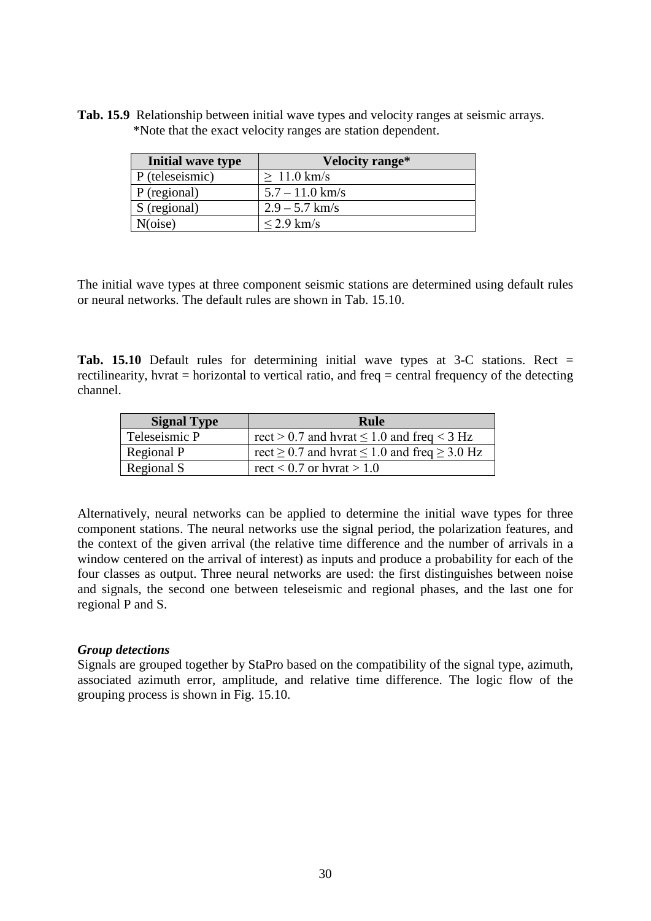**Tab. 15.9** Relationship between initial wave types and velocity ranges at seismic arrays. *Note that the exact velocity ranges are station dependent.

| Initial wave type | Velocity range* |
|---|---|
| P (teleseismic) | ≥ 11.0 km/s |
| P (regional) | 5.7 – 11.0 km/s |
| S (regional) | 2.9 – 5.7 km/s |
| N(oise) | ≤ 2.9 km/s |

The initial wave types at three component seismic stations are determined using default rules or neural networks. The default rules are shown in Tab. 15.10.

**Tab. 15.10** Default rules for determining initial wave types at 3-C stations. Rect = rectilinearity, hvrat = horizontal to vertical ratio, and freq = central frequency of the detecting channel.

| Signal Type | Rule |
|---|---|
| Teleseismic P | rect > 0.7 and hvrat ≤ 1.0 and freq < 3 Hz |
| Regional P | rect ≥ 0.7 and hvrat ≤ 1.0 and freq ≥ 3.0 Hz |
| Regional S | rect < 0.7 or hvrat > 1.0 |

Alternatively, neural networks can be applied to determine the initial wave types for three component stations. The neural networks use the signal period, the polarization features, and the context of the given arrival (the relative time difference and the number of arrivals in a window centered on the arrival of interest) as inputs and produce a probability for each of the four classes as output. Three neural networks are used: the first distinguishes between noise and signals, the second one between teleseismic and regional phases, and the last one for regional P and S.

***Group detections***

Signals are grouped together by StaPro based on the compatibility of the signal type, azimuth, associated azimuth error, amplitude, and relative time difference. The logic flow of the grouping process is shown in Fig. 15.10.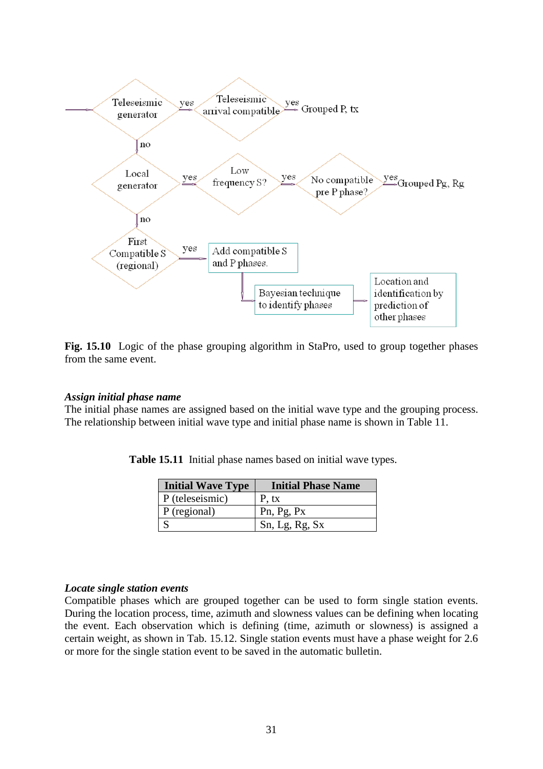Fig. 15.10 Logic of the phase grouping algorithm in StaPro, used to group together phases from the same event.

***Assign initial phase name***

The initial phase names are assigned based on the initial wave type and the grouping process. The relationship between initial wave type and initial phase name is shown in Table 11.

**Table 15.11** Initial phase names based on initial wave types.

| Initial Wave Type | Initial Phase Name |
|---|---|
| P (teleseismic) | P, tx |
| P (regional) | Pn, Pg, Px |
| S | Sn, Lg, Rg, Sx |

***Locate single station events***

Compatible phases which are grouped together can be used to form single station events. During the location process, time, azimuth and slowness values can be defining when locating the event. Each observation which is defining (time, azimuth or slowness) is assigned a certain weight, as shown in Tab. 15.12. Single station events must have a phase weight for 2.6 or more for the single station event to be saved in the automatic bulletin.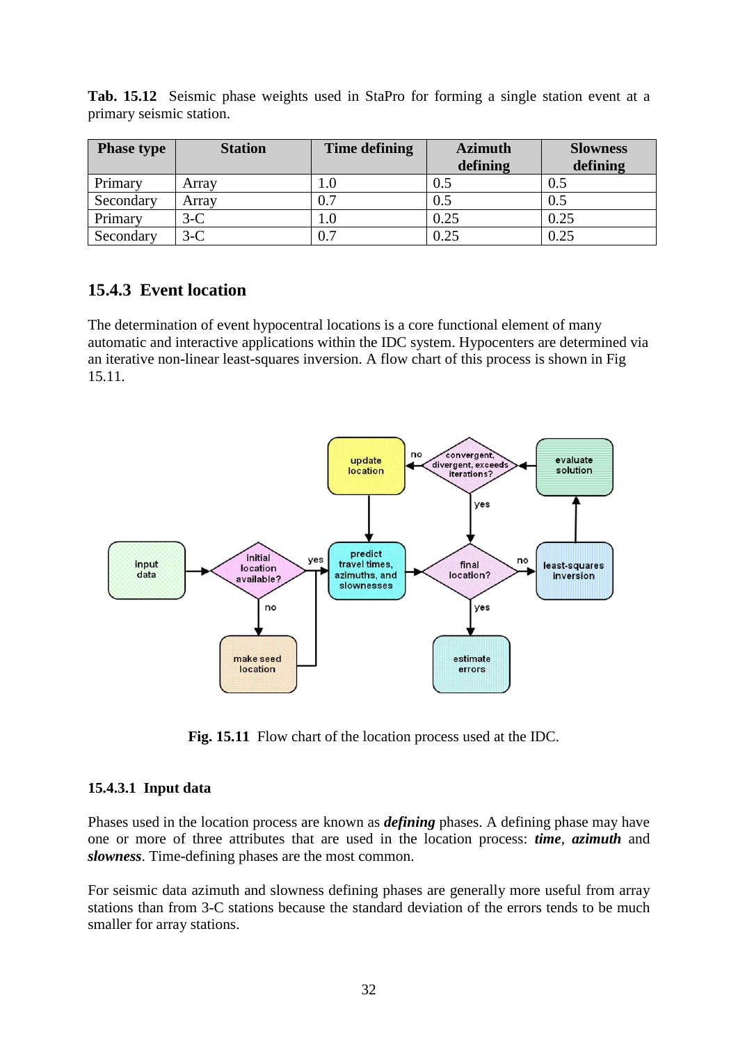**Tab. 15.12** Seismic phase weights used in StaPro for forming a single station event at a primary seismic station.

| Phase type | Station | Time defining | Azimuth defining | Slowness defining |
|---|---|---|---|---|
| Primary | Array | 1.0 | 0.5 | 0.5 |
| Secondary | Array | 0.7 | 0.5 | 0.5 |
| Primary | 3-C | 1.0 | 0.25 | 0.25 |
| Secondary | 3-C | 0.7 | 0.25 | 0.25 |

### 15.4.3 Event location

The determination of event hypocentral locations is a core functional element of many automatic and interactive applications within the IDC system. Hypocenters are determined via an iterative non-linear least-squares inversion. A flow chart of this process is shown in Fig 15.11.

**Fig. 15.11** Flow chart of the location process used at the IDC.

#### 15.4.3.1 Input data

Phases used in the location process are known as ***defining*** phases. A defining phase may have one or more of three attributes that are used in the location process: ***time***, ***azimuth*** and ***slowness***. Time-defining phases are the most common.

For seismic data azimuth and slowness defining phases are generally more useful from array stations than from 3-C stations because the standard deviation of the errors tends to be much smaller for array stations.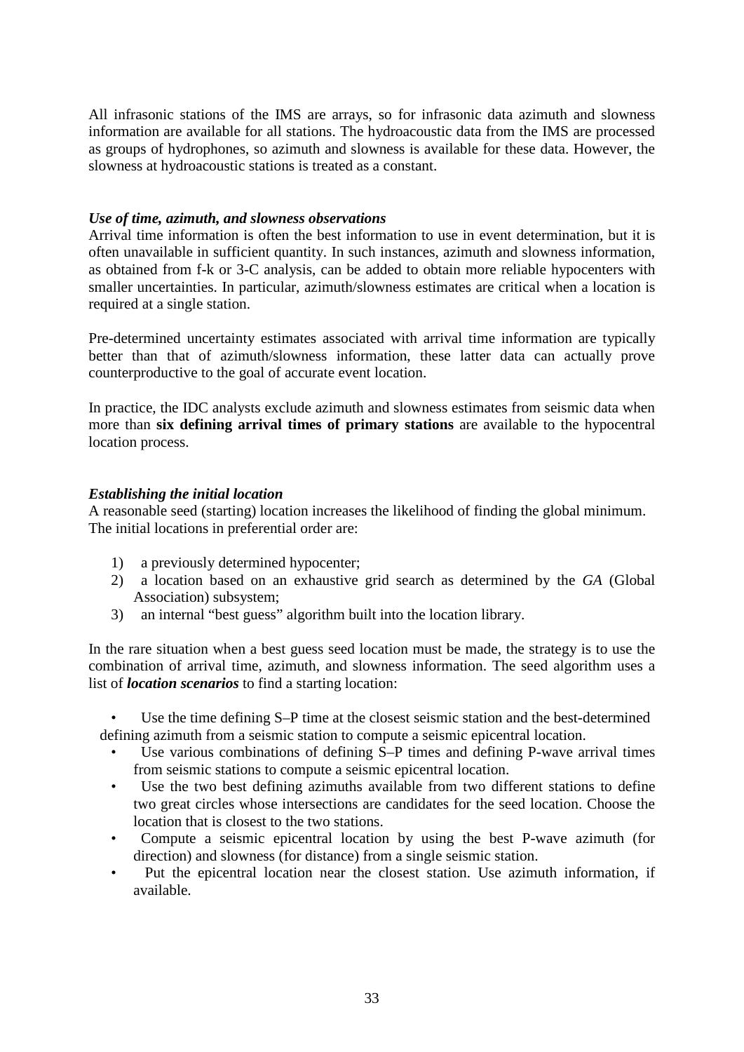All infrasonic stations of the IMS are arrays, so for infrasonic data azimuth and slowness information are available for all stations. The hydroacoustic data from the IMS are processed as groups of hydrophones, so azimuth and slowness is available for these data. However, the slowness at hydroacoustic stations is treated as a constant.

***Use of time, azimuth, and slowness observations***

Arrival time information is often the best information to use in event determination, but it is often unavailable in sufficient quantity. In such instances, azimuth and slowness information, as obtained from f-k or 3-C analysis, can be added to obtain more reliable hypocenters with smaller uncertainties. In particular, azimuth/slowness estimates are critical when a location is required at a single station.

Pre-determined uncertainty estimates associated with arrival time information are typically better than that of azimuth/slowness information, these latter data can actually prove counterproductive to the goal of accurate event location.

In practice, the IDC analysts exclude azimuth and slowness estimates from seismic data when more than **six defining arrival times of primary stations** are available to the hypocentral location process.

***Establishing the initial location***

A reasonable seed (starting) location increases the likelihood of finding the global minimum. The initial locations in preferential order are:

1) a previously determined hypocenter;
2) a location based on an exhaustive grid search as determined by the *GA* (Global Association) subsystem;
3) an internal "best guess" algorithm built into the location library.

In the rare situation when a best guess seed location must be made, the strategy is to use the combination of arrival time, azimuth, and slowness information. The seed algorithm uses a list of ***location scenarios*** to find a starting location:

- Use the time defining S–P time at the closest seismic station and the best-determined defining azimuth from a seismic station to compute a seismic epicentral location.
- Use various combinations of defining S–P times and defining P-wave arrival times from seismic stations to compute a seismic epicentral location.
- Use the two best defining azimuths available from two different stations to define two great circles whose intersections are candidates for the seed location. Choose the location that is closest to the two stations.
- Compute a seismic epicentral location by using the best P-wave azimuth (for direction) and slowness (for distance) from a single seismic station.
- Put the epicentral location near the closest station. Use azimuth information, if available.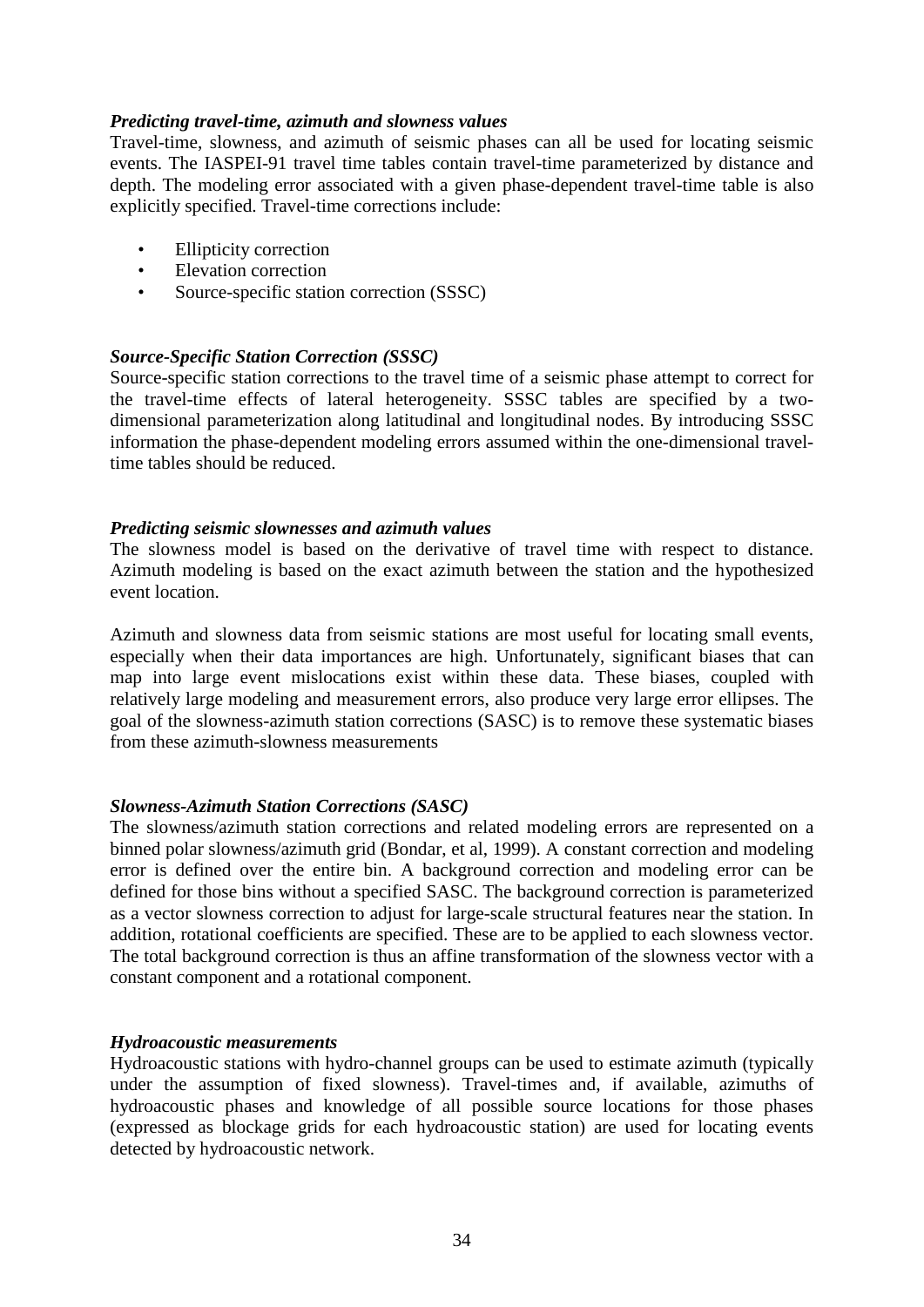***Predicting travel-time, azimuth and slowness values***

Travel-time, slowness, and azimuth of seismic phases can all be used for locating seismic events. The IASPEI-91 travel time tables contain travel-time parameterized by distance and depth. The modeling error associated with a given phase-dependent travel-time table is also explicitly specified. Travel-time corrections include:

- Ellipticity correction
- Elevation correction
- Source-specific station correction (SSSC)

***Source-Specific Station Correction (SSSC)***

Source-specific station corrections to the travel time of a seismic phase attempt to correct for the travel-time effects of lateral heterogeneity. SSSC tables are specified by a two-dimensional parameterization along latitudinal and longitudinal nodes. By introducing SSSC information the phase-dependent modeling errors assumed within the one-dimensional travel-time tables should be reduced.

***Predicting seismic slownesses and azimuth values***

The slowness model is based on the derivative of travel time with respect to distance. Azimuth modeling is based on the exact azimuth between the station and the hypothesized event location.

Azimuth and slowness data from seismic stations are most useful for locating small events, especially when their data importances are high. Unfortunately, significant biases that can map into large event mislocations exist within these data. These biases, coupled with relatively large modeling and measurement errors, also produce very large error ellipses. The goal of the slowness-azimuth station corrections (SASC) is to remove these systematic biases from these azimuth-slowness measurements

***Slowness-Azimuth Station Corrections (SASC)***

The slowness/azimuth station corrections and related modeling errors are represented on a binned polar slowness/azimuth grid (Bondar, et al, 1999). A constant correction and modeling error is defined over the entire bin. A background correction and modeling error can be defined for those bins without a specified SASC. The background correction is parameterized as a vector slowness correction to adjust for large-scale structural features near the station. In addition, rotational coefficients are specified. These are to be applied to each slowness vector. The total background correction is thus an affine transformation of the slowness vector with a constant component and a rotational component.

***Hydroacoustic measurements***

Hydroacoustic stations with hydro-channel groups can be used to estimate azimuth (typically under the assumption of fixed slowness). Travel-times and, if available, azimuths of hydroacoustic phases and knowledge of all possible source locations for those phases (expressed as blockage grids for each hydroacoustic station) are used for locating events detected by hydroacoustic network.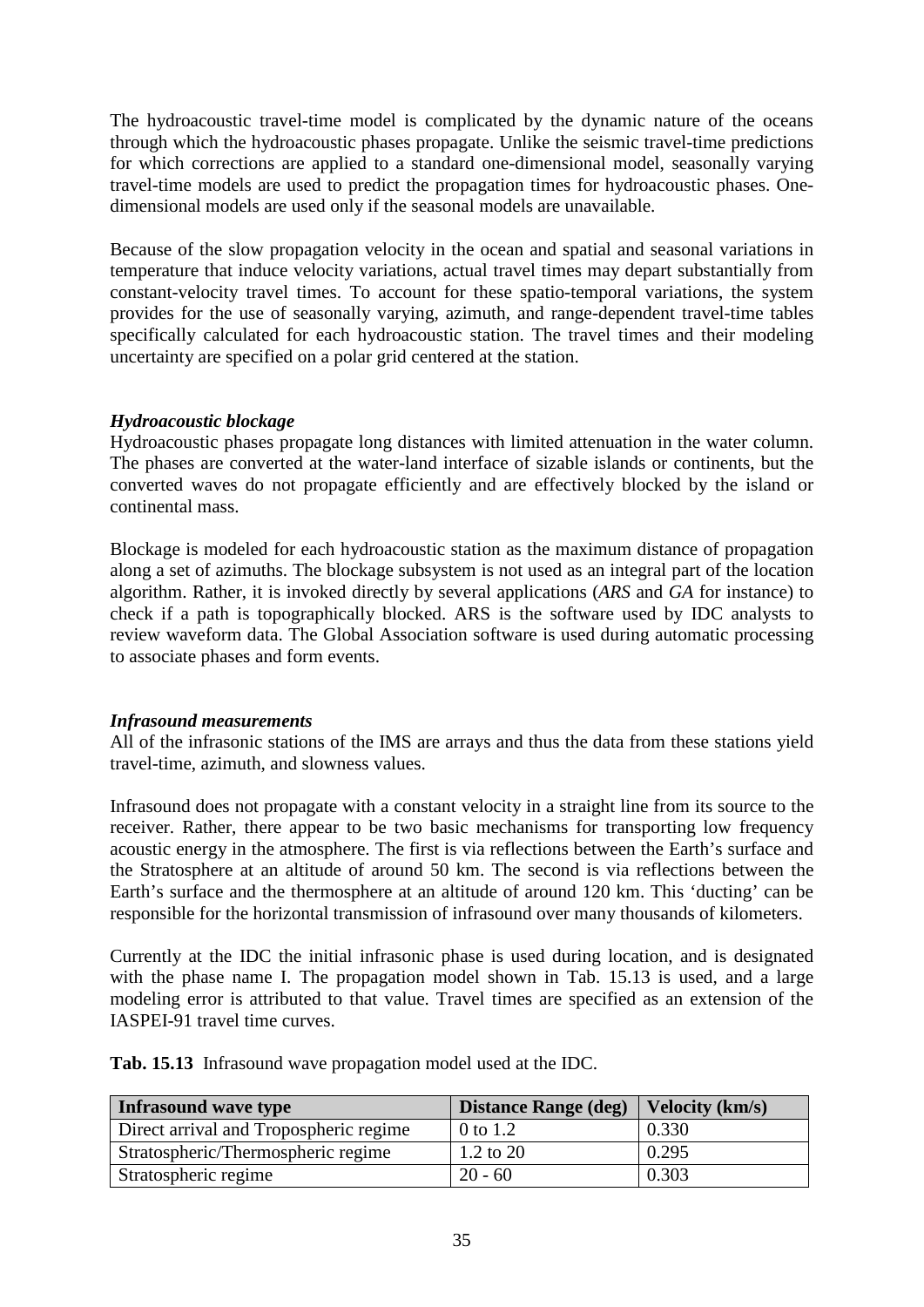The hydroacoustic travel-time model is complicated by the dynamic nature of the oceans through which the hydroacoustic phases propagate. Unlike the seismic travel-time predictions for which corrections are applied to a standard one-dimensional model, seasonally varying travel-time models are used to predict the propagation times for hydroacoustic phases. One-dimensional models are used only if the seasonal models are unavailable.

Because of the slow propagation velocity in the ocean and spatial and seasonal variations in temperature that induce velocity variations, actual travel times may depart substantially from constant-velocity travel times. To account for these spatio-temporal variations, the system provides for the use of seasonally varying, azimuth, and range-dependent travel-time tables specifically calculated for each hydroacoustic station. The travel times and their modeling uncertainty are specified on a polar grid centered at the station.

***Hydroacoustic blockage***

Hydroacoustic phases propagate long distances with limited attenuation in the water column. The phases are converted at the water-land interface of sizable islands or continents, but the converted waves do not propagate efficiently and are effectively blocked by the island or continental mass.

Blockage is modeled for each hydroacoustic station as the maximum distance of propagation along a set of azimuths. The blockage subsystem is not used as an integral part of the location algorithm. Rather, it is invoked directly by several applications (*ARS* and *GA* for instance) to check if a path is topographically blocked. ARS is the software used by IDC analysts to review waveform data. The Global Association software is used during automatic processing to associate phases and form events.

***Infrasound measurements***

All of the infrasonic stations of the IMS are arrays and thus the data from these stations yield travel-time, azimuth, and slowness values.

Infrasound does not propagate with a constant velocity in a straight line from its source to the receiver. Rather, there appear to be two basic mechanisms for transporting low frequency acoustic energy in the atmosphere. The first is via reflections between the Earth's surface and the Stratosphere at an altitude of around 50 km. The second is via reflections between the Earth's surface and the thermosphere at an altitude of around 120 km. This 'ducting' can be responsible for the horizontal transmission of infrasound over many thousands of kilometers.

Currently at the IDC the initial infrasonic phase is used during location, and is designated with the phase name I. The propagation model shown in Tab. 15.13 is used, and a large modeling error is attributed to that value. Travel times are specified as an extension of the IASPEI-91 travel time curves.

**Tab. 15.13** Infrasound wave propagation model used at the IDC.

| Infrasound wave type | Distance Range (deg) | Velocity (km/s) |
|---|---|---|
| Direct arrival and Tropospheric regime | 0 to 1.2 | 0.330 |
| Stratospheric/Thermospheric regime | 1.2 to 20 | 0.295 |
| Stratospheric regime | 20 - 60 | 0.303 |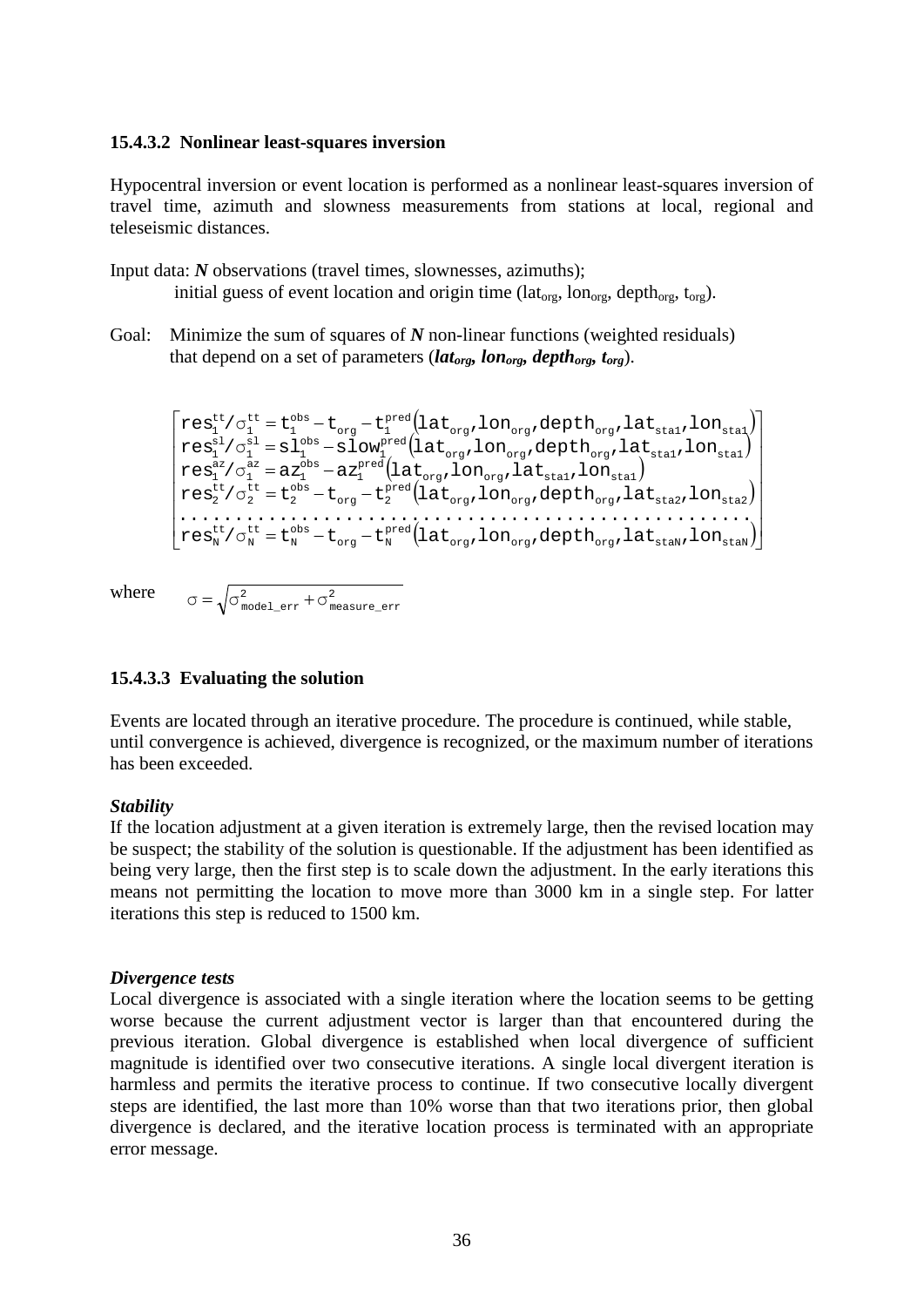### 15.4.3.2 Nonlinear least-squares inversion

Hypocentral inversion or event location is performed as a nonlinear least-squares inversion of travel time, azimuth and slowness measurements from stations at local, regional and teleseismic distances.

Input data: ***N*** observations (travel times, slownesses, azimuths);
initial guess of event location and origin time ($lat_{org}$, $lon_{org}$, $depth_{org}$, $t_{org}$).

Goal: Minimize the sum of squares of ***N*** non-linear functions (weighted residuals) that depend on a set of parameters (***lat**<sub></sub>*$_{org}$, ***lon***$_{org}$, ***depth***$_{org}$, ***t***$_{org}$).

$$
\begin{bmatrix}
res_1^{tt}/\sigma_1^{tt} = t_1^{obs} - t_{org} - t_1^{pred}\left(lat_{org}, lon_{org}, depth_{org}, lat_{sta1}, lon_{sta1}\right) \\
res_1^{sl}/\sigma_1^{sl} = sl_1^{obs} - slow_1^{pred}\left(lat_{org}, lon_{org}, depth_{org}, lat_{sta1}, lon_{sta1}\right) \\
res_1^{az}/\sigma_1^{az} = az_1^{obs} - az_1^{pred}\left(lat_{org}, lon_{org}, lat_{sta1}, lon_{sta1}\right) \\
res_2^{tt}/\sigma_2^{tt} = t_2^{obs} - t_{org} - t_2^{pred}\left(lat_{org}, lon_{org}, depth_{org}, lat_{sta2}, lon_{sta2}\right) \\
\cdots\cdots\cdots\cdots\cdots\cdots\cdots\cdots\cdots\cdots \\
res_N^{tt}/\sigma_N^{tt} = t_N^{obs} - t_{org} - t_N^{pred}\left(lat_{org}, lon_{org}, depth_{org}, lat_{staN}, lon_{staN}\right)
\end{bmatrix}
$$

where $\sigma = \sqrt{\sigma_{model\_err}^2 + \sigma_{measure\_err}^2}$

### 15.4.3.3 Evaluating the solution

Events are located through an iterative procedure. The procedure is continued, while stable, until convergence is achieved, divergence is recognized, or the maximum number of iterations has been exceeded.

***Stability***
If the location adjustment at a given iteration is extremely large, then the revised location may be suspect; the stability of the solution is questionable. If the adjustment has been identified as being very large, then the first step is to scale down the adjustment. In the early iterations this means not permitting the location to move more than 3000 km in a single step. For latter iterations this step is reduced to 1500 km.

***Divergence tests***
Local divergence is associated with a single iteration where the location seems to be getting worse because the current adjustment vector is larger than that encountered during the previous iteration. Global divergence is established when local divergence of sufficient magnitude is identified over two consecutive iterations. A single local divergent iteration is harmless and permits the iterative process to continue. If two consecutive locally divergent steps are identified, the last more than 10% worse than that two iterations prior, then global divergence is declared, and the iterative location process is terminated with an appropriate error message.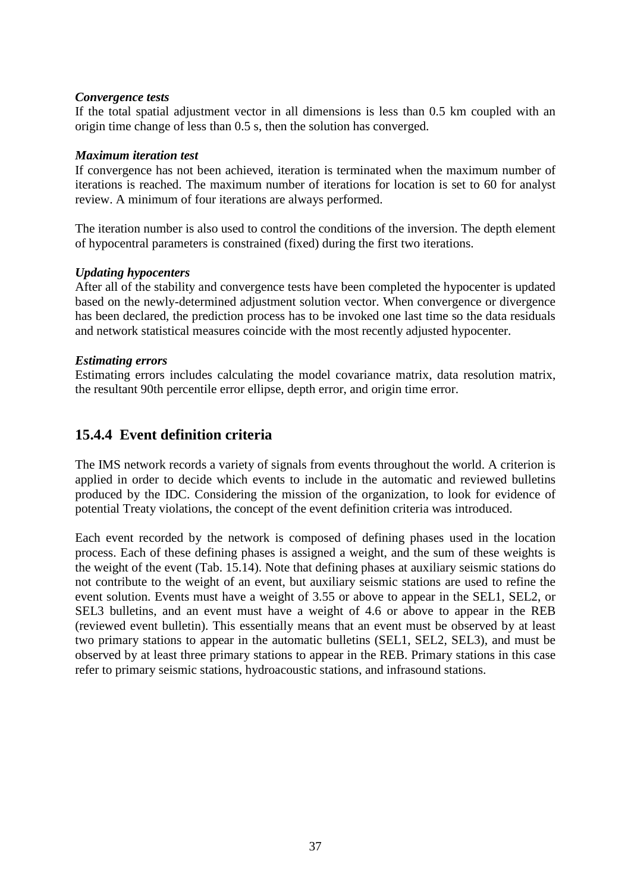***Convergence tests***

If the total spatial adjustment vector in all dimensions is less than 0.5 km coupled with an origin time change of less than 0.5 s, then the solution has converged.

***Maximum iteration test***

If convergence has not been achieved, iteration is terminated when the maximum number of iterations is reached. The maximum number of iterations for location is set to 60 for analyst review. A minimum of four iterations are always performed.

The iteration number is also used to control the conditions of the inversion. The depth element of hypocentral parameters is constrained (fixed) during the first two iterations.

***Updating hypocenters***

After all of the stability and convergence tests have been completed the hypocenter is updated based on the newly-determined adjustment solution vector. When convergence or divergence has been declared, the prediction process has to be invoked one last time so the data residuals and network statistical measures coincide with the most recently adjusted hypocenter.

***Estimating errors***

Estimating errors includes calculating the model covariance matrix, data resolution matrix, the resultant 90th percentile error ellipse, depth error, and origin time error.

### 15.4.4 Event definition criteria

The IMS network records a variety of signals from events throughout the world. A criterion is applied in order to decide which events to include in the automatic and reviewed bulletins produced by the IDC. Considering the mission of the organization, to look for evidence of potential Treaty violations, the concept of the event definition criteria was introduced.

Each event recorded by the network is composed of defining phases used in the location process. Each of these defining phases is assigned a weight, and the sum of these weights is the weight of the event (Tab. 15.14). Note that defining phases at auxiliary seismic stations do not contribute to the weight of an event, but auxiliary seismic stations are used to refine the event solution. Events must have a weight of 3.55 or above to appear in the SEL1, SEL2, or SEL3 bulletins, and an event must have a weight of 4.6 or above to appear in the REB (reviewed event bulletin). This essentially means that an event must be observed by at least two primary stations to appear in the automatic bulletins (SEL1, SEL2, SEL3), and must be observed by at least three primary stations to appear in the REB. Primary stations in this case refer to primary seismic stations, hydroacoustic stations, and infrasound stations.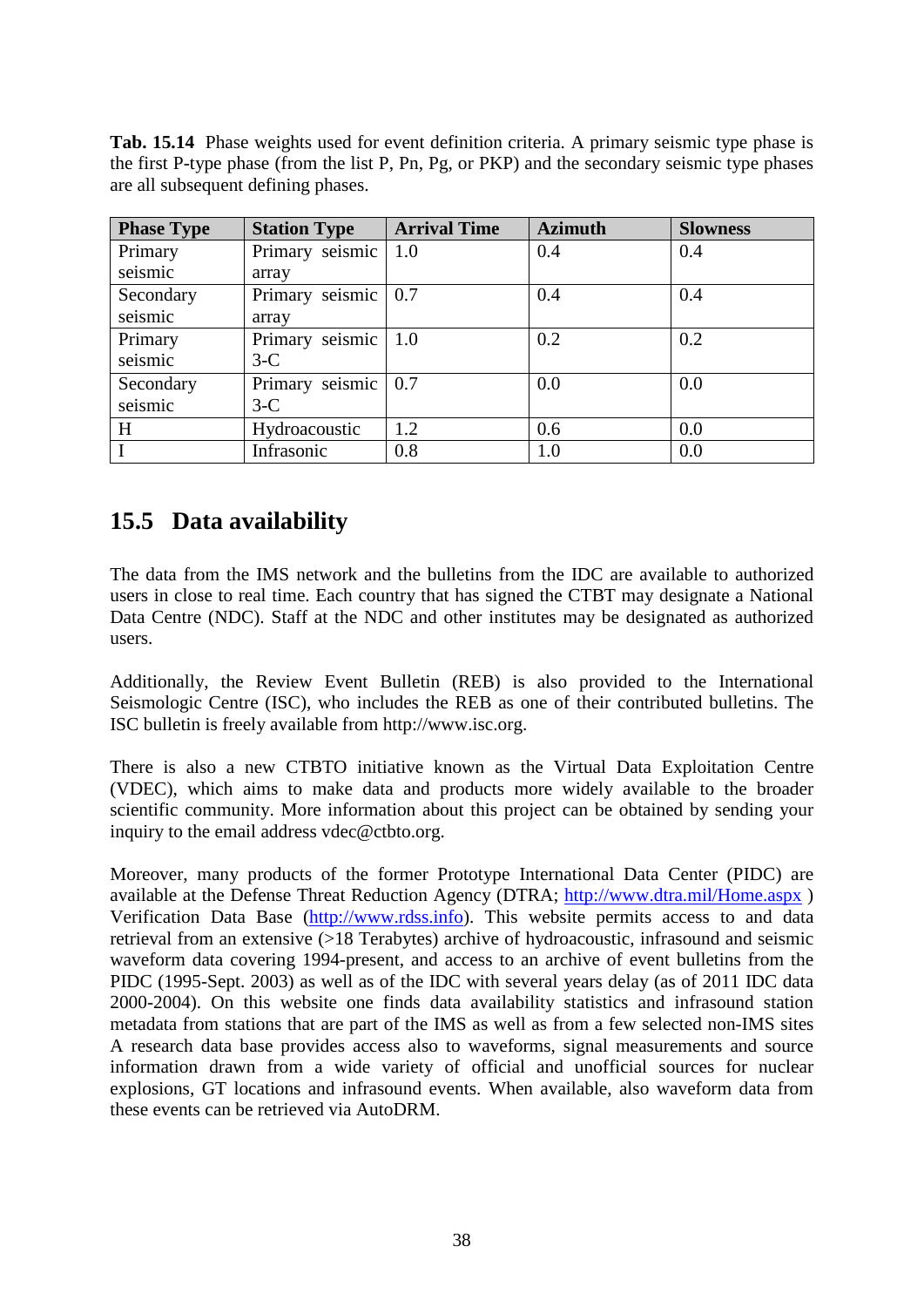**Tab. 15.14** Phase weights used for event definition criteria. A primary seismic type phase is the first P-type phase (from the list P, Pn, Pg, or PKP) and the secondary seismic type phases are all subsequent defining phases.

| Phase Type | Station Type | Arrival Time | Azimuth | Slowness |
|---|---|---|---|---|
| Primary seismic | Primary seismic array | 1.0 | 0.4 | 0.4 |
| Secondary seismic | Primary seismic array | 0.7 | 0.4 | 0.4 |
| Primary seismic | Primary seismic 3-C | 1.0 | 0.2 | 0.2 |
| Secondary seismic | Primary seismic 3-C | 0.7 | 0.0 | 0.0 |
| H | Hydroacoustic | 1.2 | 0.6 | 0.0 |
| I | Infrasonic | 0.8 | 1.0 | 0.0 |

## 15.5 Data availability

The data from the IMS network and the bulletins from the IDC are available to authorized users in close to real time. Each country that has signed the CTBT may designate a National Data Centre (NDC). Staff at the NDC and other institutes may be designated as authorized users.

Additionally, the Review Event Bulletin (REB) is also provided to the International Seismologic Centre (ISC), who includes the REB as one of their contributed bulletins. The ISC bulletin is freely available from http://www.isc.org.

There is also a new CTBTO initiative known as the Virtual Data Exploitation Centre (VDEC), which aims to make data and products more widely available to the broader scientific community. More information about this project can be obtained by sending your inquiry to the email address vdec@ctbto.org.

Moreover, many products of the former Prototype International Data Center (PIDC) are available at the Defense Threat Reduction Agency (DTRA; http://www.dtra.mil/Home.aspx ) Verification Data Base (http://www.rdss.info). This website permits access to and data retrieval from an extensive (>18 Terabytes) archive of hydroacoustic, infrasound and seismic waveform data covering 1994-present, and access to an archive of event bulletins from the PIDC (1995-Sept. 2003) as well as of the IDC with several years delay (as of 2011 IDC data 2000-2004). On this website one finds data availability statistics and infrasound station metadata from stations that are part of the IMS as well as from a few selected non-IMS sites A research data base provides access also to waveforms, signal measurements and source information drawn from a wide variety of official and unofficial sources for nuclear explosions, GT locations and infrasound events. When available, also waveform data from these events can be retrieved via AutoDRM.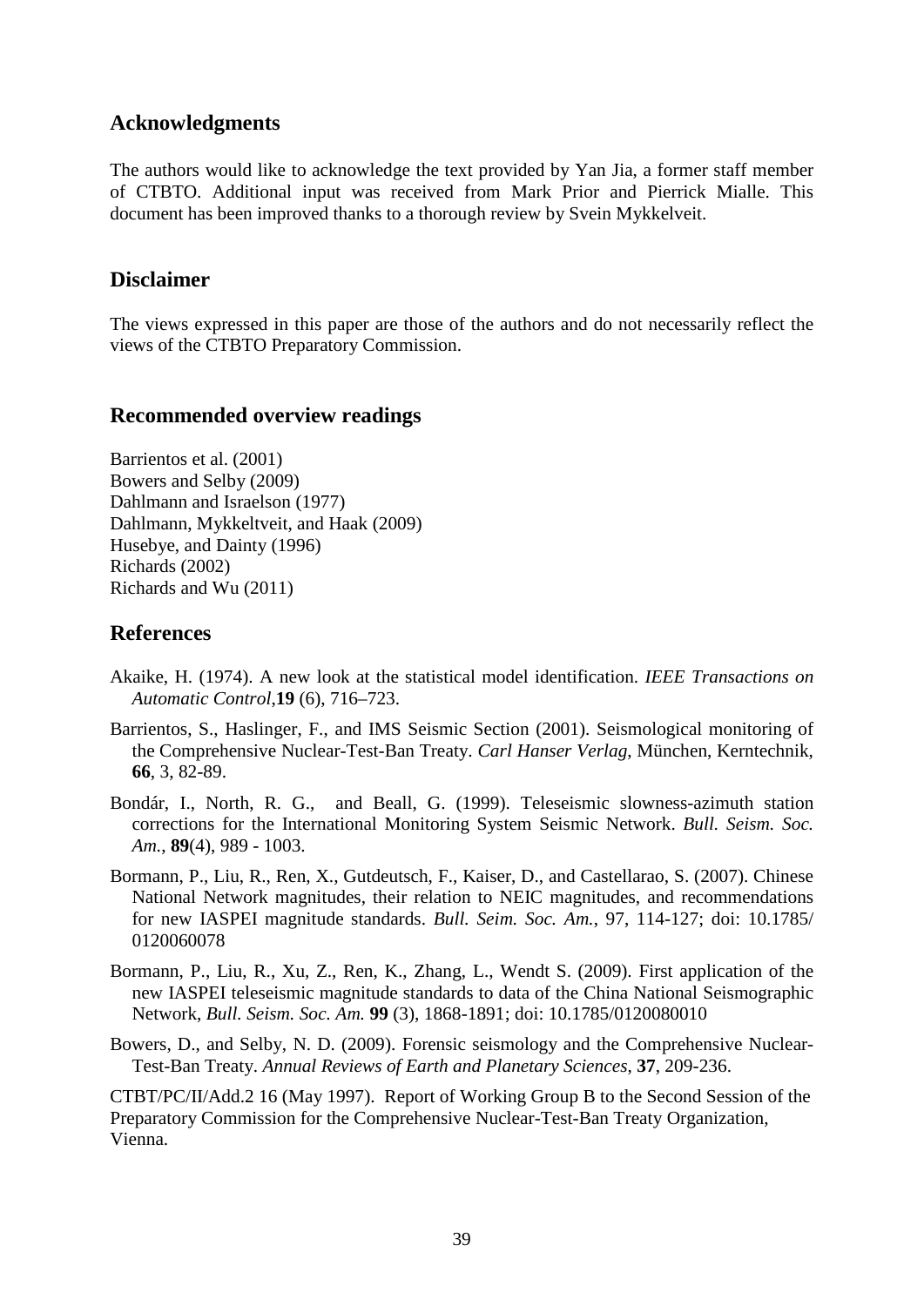## Acknowledgments

The authors would like to acknowledge the text provided by Yan Jia, a former staff member of CTBTO. Additional input was received from Mark Prior and Pierrick Mialle. This document has been improved thanks to a thorough review by Svein Mykkelveit.

## Disclaimer

The views expressed in this paper are those of the authors and do not necessarily reflect the views of the CTBTO Preparatory Commission.

## Recommended overview readings

Barrientos et al. (2001)
Bowers and Selby (2009)
Dahlmann and Israelson (1977)
Dahlmann, Mykkeltveit, and Haak (2009)
Husebye, and Dainty (1996)
Richards (2002)
Richards and Wu (2011)

## References

Akaike, H. (1974). A new look at the statistical model identification. *IEEE Transactions on Automatic Control*,**19** (6), 716–723.

Barrientos, S., Haslinger, F., and IMS Seismic Section (2001). Seismological monitoring of the Comprehensive Nuclear-Test-Ban Treaty. *Carl Hanser Verlag*, München, Kerntechnik, **66**, 3, 82-89.

Bondár, I., North, R. G., and Beall, G. (1999). Teleseismic slowness-azimuth station corrections for the International Monitoring System Seismic Network. *Bull. Seism. Soc. Am.*, **89**(4), 989 - 1003.

Bormann, P., Liu, R., Ren, X., Gutdeutsch, F., Kaiser, D., and Castellarao, S. (2007). Chinese National Network magnitudes, their relation to NEIC magnitudes, and recommendations for new IASPEI magnitude standards. *Bull. Seim. Soc. Am.*, 97, 114-127; doi: 10.1785/ 0120060078

Bormann, P., Liu, R., Xu, Z., Ren, K., Zhang, L., Wendt S. (2009). First application of the new IASPEI teleseismic magnitude standards to data of the China National Seismographic Network, *Bull. Seism. Soc. Am.* **99** (3), 1868-1891; doi: 10.1785/0120080010

Bowers, D., and Selby, N. D. (2009). Forensic seismology and the Comprehensive Nuclear-Test-Ban Treaty. *Annual Reviews of Earth and Planetary Sciences*, **37**, 209-236.

CTBT/PC/II/Add.2 16 (May 1997). Report of Working Group B to the Second Session of the Preparatory Commission for the Comprehensive Nuclear-Test-Ban Treaty Organization, Vienna.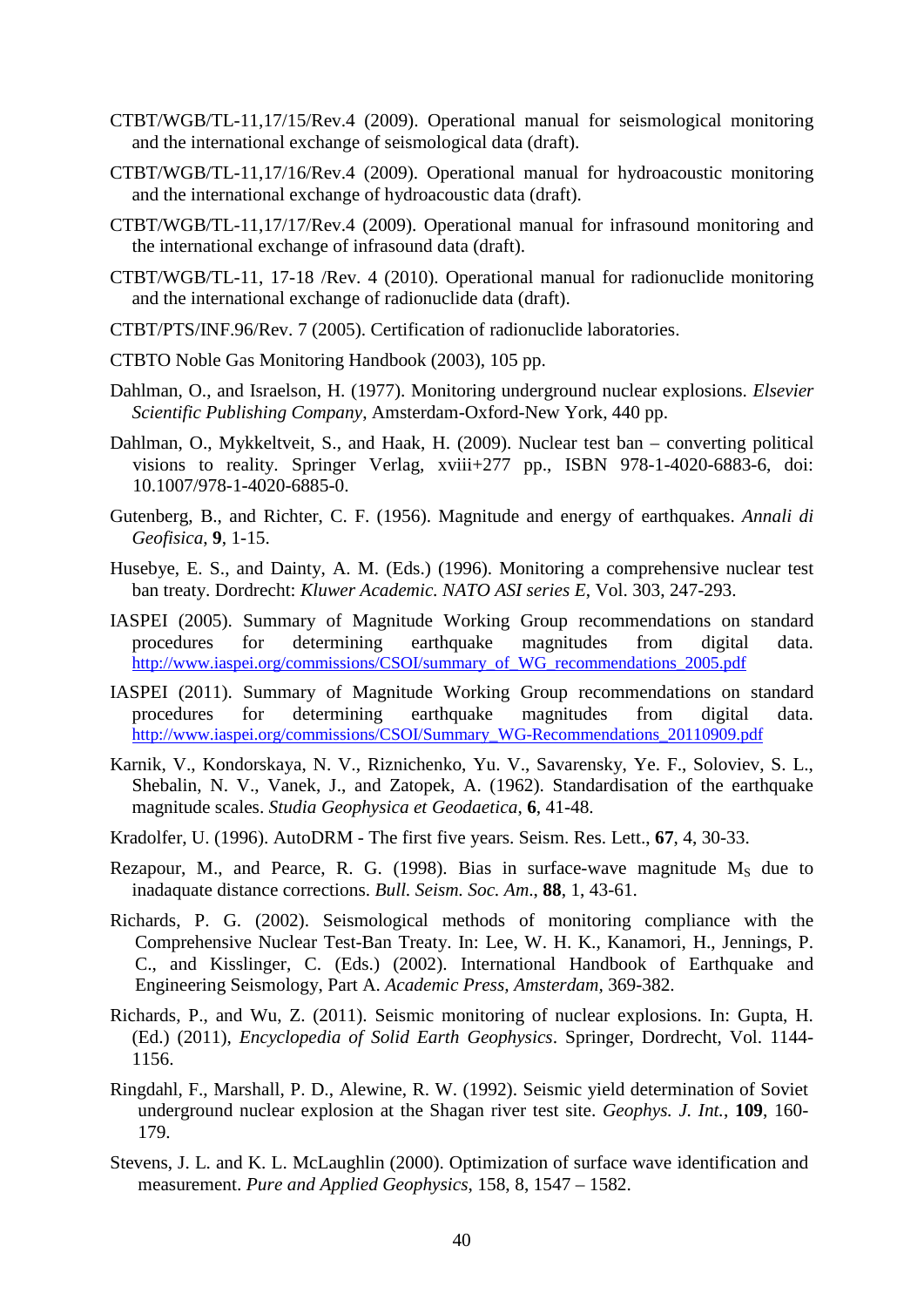CTBT/WGB/TL-11,17/15/Rev.4 (2009). Operational manual for seismological monitoring and the international exchange of seismological data (draft).

CTBT/WGB/TL-11,17/16/Rev.4 (2009). Operational manual for hydroacoustic monitoring and the international exchange of hydroacoustic data (draft).

CTBT/WGB/TL-11,17/17/Rev.4 (2009). Operational manual for infrasound monitoring and the international exchange of infrasound data (draft).

CTBT/WGB/TL-11, 17-18 /Rev. 4 (2010). Operational manual for radionuclide monitoring and the international exchange of radionuclide data (draft).

CTBT/PTS/INF.96/Rev. 7 (2005). Certification of radionuclide laboratories.

CTBTO Noble Gas Monitoring Handbook (2003), 105 pp.

Dahlman, O., and Israelson, H. (1977). Monitoring underground nuclear explosions. *Elsevier Scientific Publishing Company*, Amsterdam-Oxford-New York, 440 pp.

Dahlman, O., Mykkeltveit, S., and Haak, H. (2009). Nuclear test ban – converting political visions to reality. Springer Verlag, xviii+277 pp., ISBN 978-1-4020-6883-6, doi: 10.1007/978-1-4020-6885-0.

Gutenberg, B., and Richter, C. F. (1956). Magnitude and energy of earthquakes. *Annali di Geofisica*, **9**, 1-15.

Husebye, E. S., and Dainty, A. M. (Eds.) (1996). Monitoring a comprehensive nuclear test ban treaty. Dordrecht: *Kluwer Academic. NATO ASI series E*, Vol. 303, 247-293.

IASPEI (2005). Summary of Magnitude Working Group recommendations on standard procedures for determining earthquake magnitudes from digital data. http://www.iaspei.org/commissions/CSOI/summary_of_WG_recommendations_2005.pdf

IASPEI (2011). Summary of Magnitude Working Group recommendations on standard procedures for determining earthquake magnitudes from digital data. http://www.iaspei.org/commissions/CSOI/Summary_WG-Recommendations_20110909.pdf

Karnik, V., Kondorskaya, N. V., Riznichenko, Yu. V., Savarensky, Ye. F., Soloviev, S. L., Shebalin, N. V., Vanek, J., and Zatopek, A. (1962). Standardisation of the earthquake magnitude scales. *Studia Geophysica et Geodaetica*, **6**, 41-48.

Kradolfer, U. (1996). AutoDRM - The first five years. Seism. Res. Lett., **67**, 4, 30-33.

Rezapour, M., and Pearce, R. G. (1998). Bias in surface-wave magnitude $M_S$ due to inadaquate distance corrections. *Bull. Seism. Soc. Am.*, **88**, 1, 43-61.

Richards, P. G. (2002). Seismological methods of monitoring compliance with the Comprehensive Nuclear Test-Ban Treaty. In: Lee, W. H. K., Kanamori, H., Jennings, P. C., and Kisslinger, C. (Eds.) (2002). International Handbook of Earthquake and Engineering Seismology, Part A. *Academic Press, Amsterdam*, 369-382.

Richards, P., and Wu, Z. (2011). Seismic monitoring of nuclear explosions. In: Gupta, H. (Ed.) (2011), *Encyclopedia of Solid Earth Geophysics*. Springer, Dordrecht, Vol. 1144-1156.

Ringdahl, F., Marshall, P. D., Alewine, R. W. (1992). Seismic yield determination of Soviet underground nuclear explosion at the Shagan river test site. *Geophys. J. Int.*, **109**, 160-179.

Stevens, J. L. and K. L. McLaughlin (2000). Optimization of surface wave identification and measurement. *Pure and Applied Geophysics*, 158, 8, 1547 – 1582.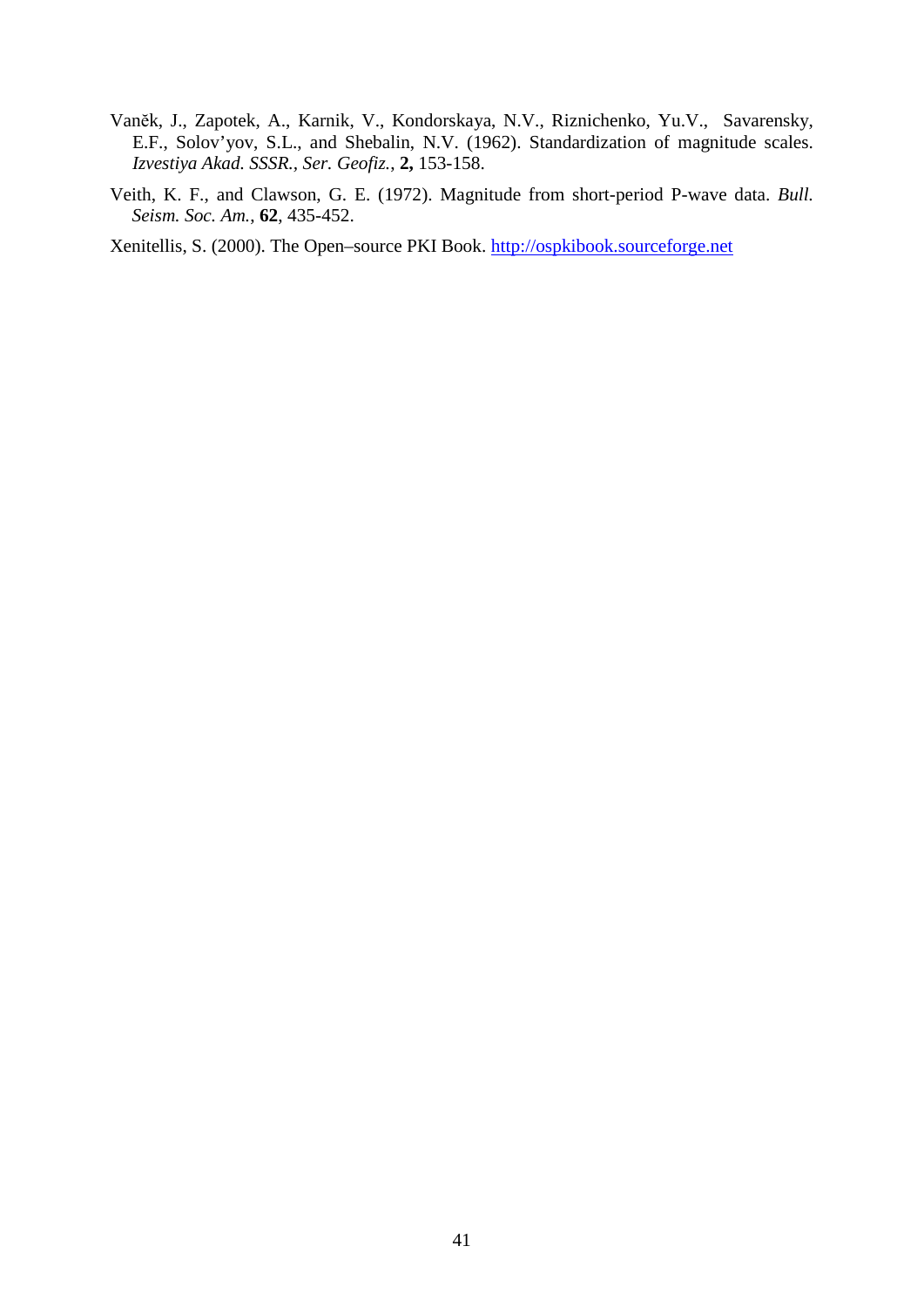Vaněk, J., Zapotek, A., Karnik, V., Kondorskaya, N.V., Riznichenko, Yu.V., Savarensky, E.F., Solov'yov, S.L., and Shebalin, N.V. (1962). Standardization of magnitude scales. *Izvestiya Akad. SSSR., Ser. Geofiz.*, **2,** 153-158.

Veith, K. F., and Clawson, G. E. (1972). Magnitude from short-period P-wave data. *Bull. Seism. Soc. Am.*, **62**, 435-452.

Xenitellis, S. (2000). The Open–source PKI Book. http://ospkibook.sourceforge.net